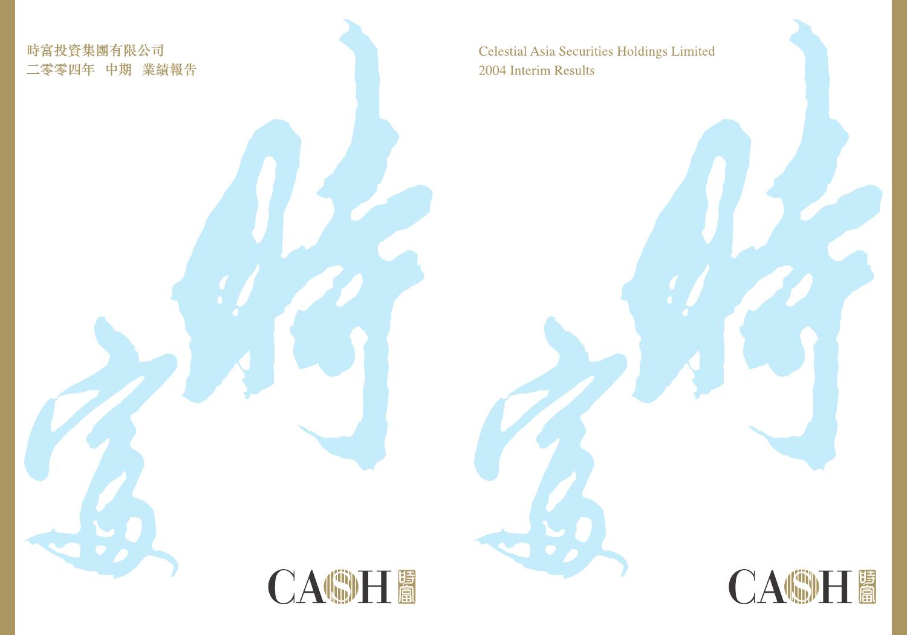時富投資集團有限公司
二零零四年 中期 業績報告

Celestial Asia Securities Holdings Limited
2004 Interim Results

CASH 時富

CASH 時富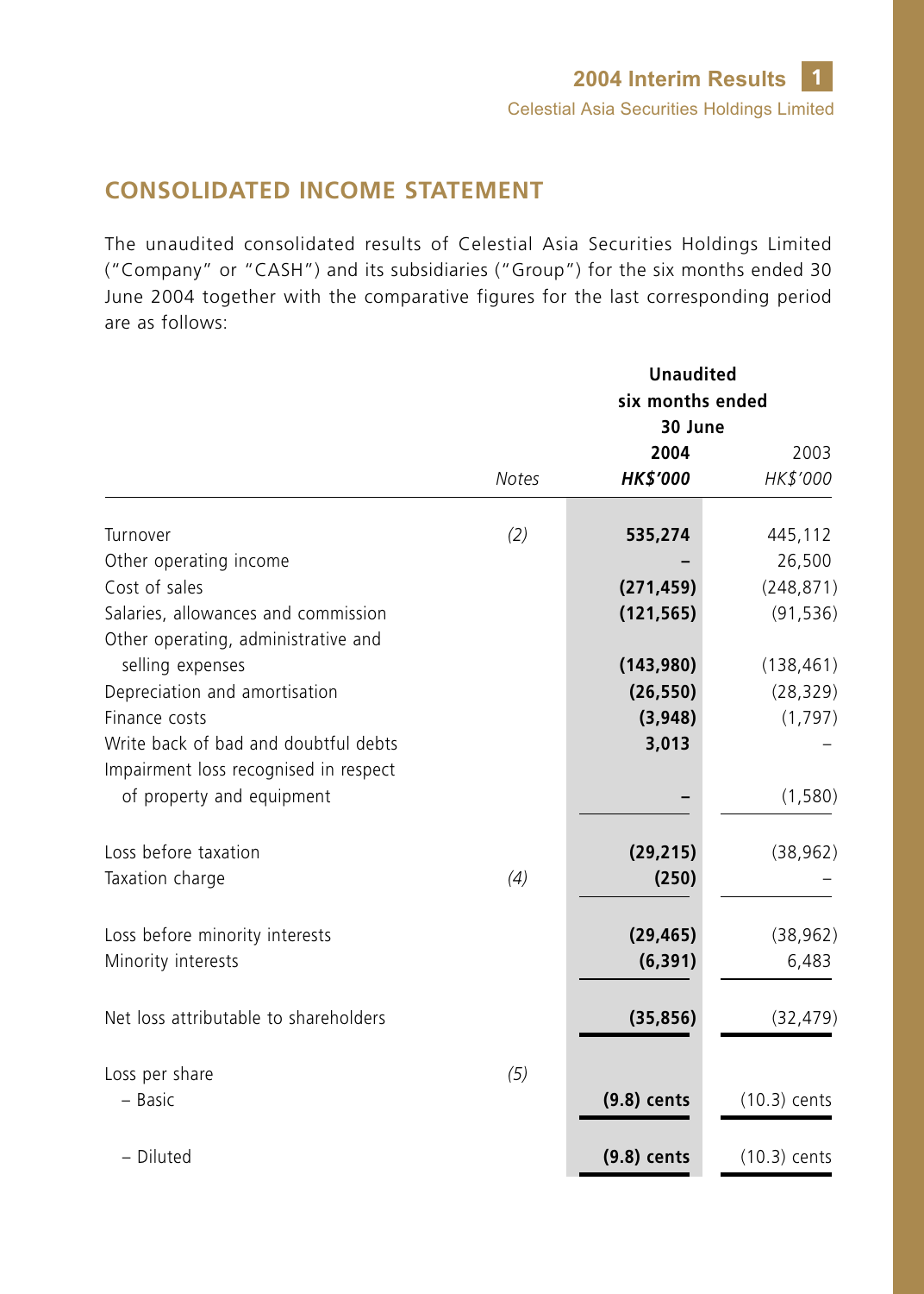## CONSOLIDATED INCOME STATEMENT

The unaudited consolidated results of Celestial Asia Securities Holdings Limited ("Company" or "CASH") and its subsidiaries ("Group") for the six months ended 30 June 2004 together with the comparative figures for the last corresponding period are as follows:

| | | Unaudited six months ended 30 June | |
|---|---|---|---|
| | | **2004** | 2003 |
| | *Notes* | ***HK$'000*** | *HK$'000* |
| Turnover | *(2)* | **535,274** | 445,112 |
| Other operating income | | **–** | 26,500 |
| Cost of sales | | **(271,459)** | (248,871) |
| Salaries, allowances and commission | | **(121,565)** | (91,536) |
| Other operating, administrative and selling expenses | | **(143,980)** | (138,461) |
| Depreciation and amortisation | | **(26,550)** | (28,329) |
| Finance costs | | **(3,948)** | (1,797) |
| Write back of bad and doubtful debts | | **3,013** | – |
| Impairment loss recognised in respect of property and equipment | | **–** | (1,580) |
| Loss before taxation | | **(29,215)** | (38,962) |
| Taxation charge | *(4)* | **(250)** | – |
| Loss before minority interests | | **(29,465)** | (38,962) |
| Minority interests | | **(6,391)** | 6,483 |
| Net loss attributable to shareholders | | **(35,856)** | (32,479) |
| Loss per share | *(5)* | | |
| – Basic | | **(9.8) cents** | (10.3) cents |
| – Diluted | | **(9.8) cents** | (10.3) cents |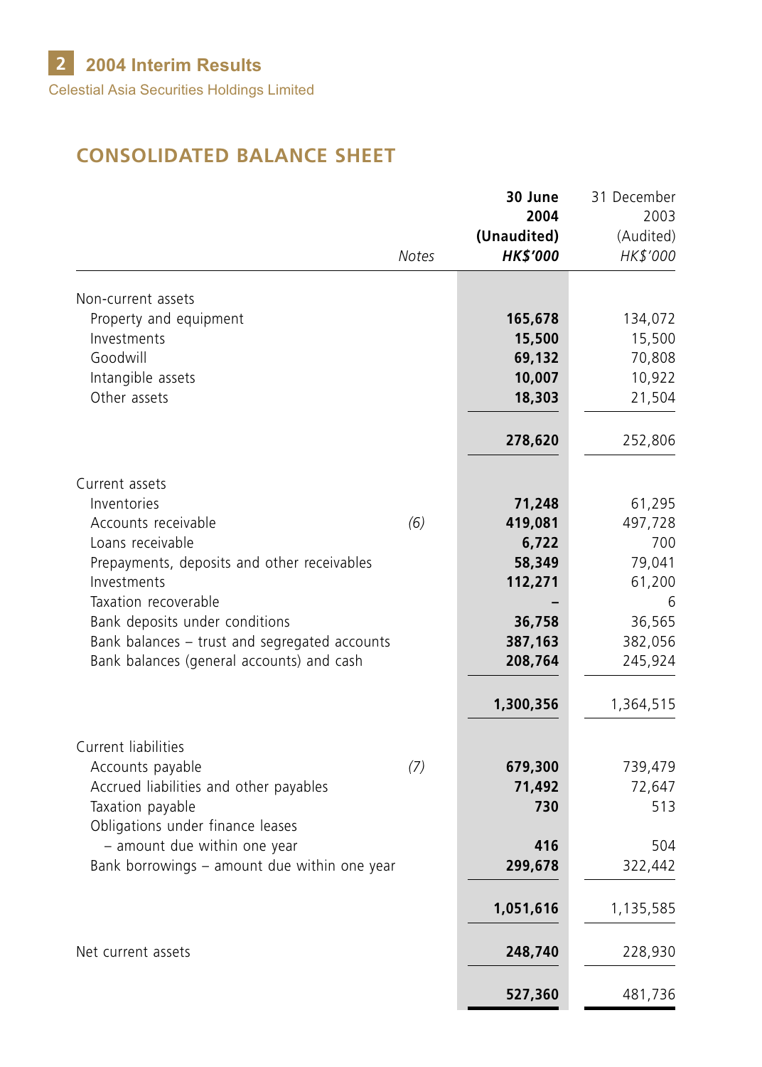## CONSOLIDATED BALANCE SHEET

| | Notes | 30 June 2004 (Unaudited) HK$'000 | 31 December 2003 (Audited) HK$'000 |
|---|---|---|---|
| Non-current assets | | | |
| Property and equipment | | **165,678** | 134,072 |
| Investments | | **15,500** | 15,500 |
| Goodwill | | **69,132** | 70,808 |
| Intangible assets | | **10,007** | 10,922 |
| Other assets | | **18,303** | 21,504 |
| | | **278,620** | 252,806 |
| Current assets | | | |
| Inventories | | **71,248** | 61,295 |
| Accounts receivable | (6) | **419,081** | 497,728 |
| Loans receivable | | **6,722** | 700 |
| Prepayments, deposits and other receivables | | **58,349** | 79,041 |
| Investments | | **112,271** | 61,200 |
| Taxation recoverable | | **–** | 6 |
| Bank deposits under conditions | | **36,758** | 36,565 |
| Bank balances – trust and segregated accounts | | **387,163** | 382,056 |
| Bank balances (general accounts) and cash | | **208,764** | 245,924 |
| | | **1,300,356** | 1,364,515 |
| Current liabilities | | | |
| Accounts payable | (7) | **679,300** | 739,479 |
| Accrued liabilities and other payables | | **71,492** | 72,647 |
| Taxation payable | | **730** | 513 |
| Obligations under finance leases – amount due within one year | | **416** | 504 |
| Bank borrowings – amount due within one year | | **299,678** | 322,442 |
| | | **1,051,616** | 1,135,585 |
| Net current assets | | **248,740** | 228,930 |
| | | **527,360** | 481,736 |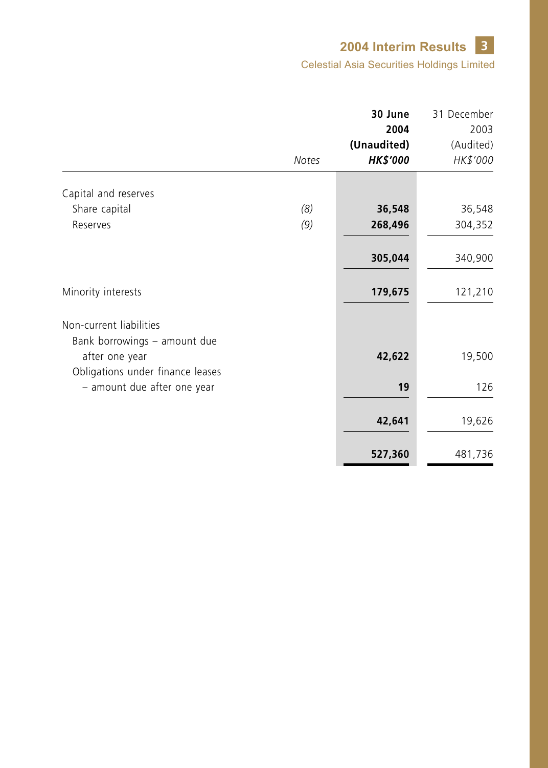| | Notes | **30 June 2004 (Unaudited)** ***HK$'000*** | 31 December 2003 (Audited) *HK$'000* |
|---|---|---|---|
| Capital and reserves | | | |
| Share capital | *(8)* | **36,548** | 36,548 |
| Reserves | *(9)* | **268,496** | 304,352 |
| | | **305,044** | 340,900 |
| Minority interests | | **179,675** | 121,210 |
| Non-current liabilities | | | |
| Bank borrowings – amount due after one year | | **42,622** | 19,500 |
| Obligations under finance leases – amount due after one year | | **19** | 126 |
| | | **42,641** | 19,626 |
| | | **527,360** | 481,736 |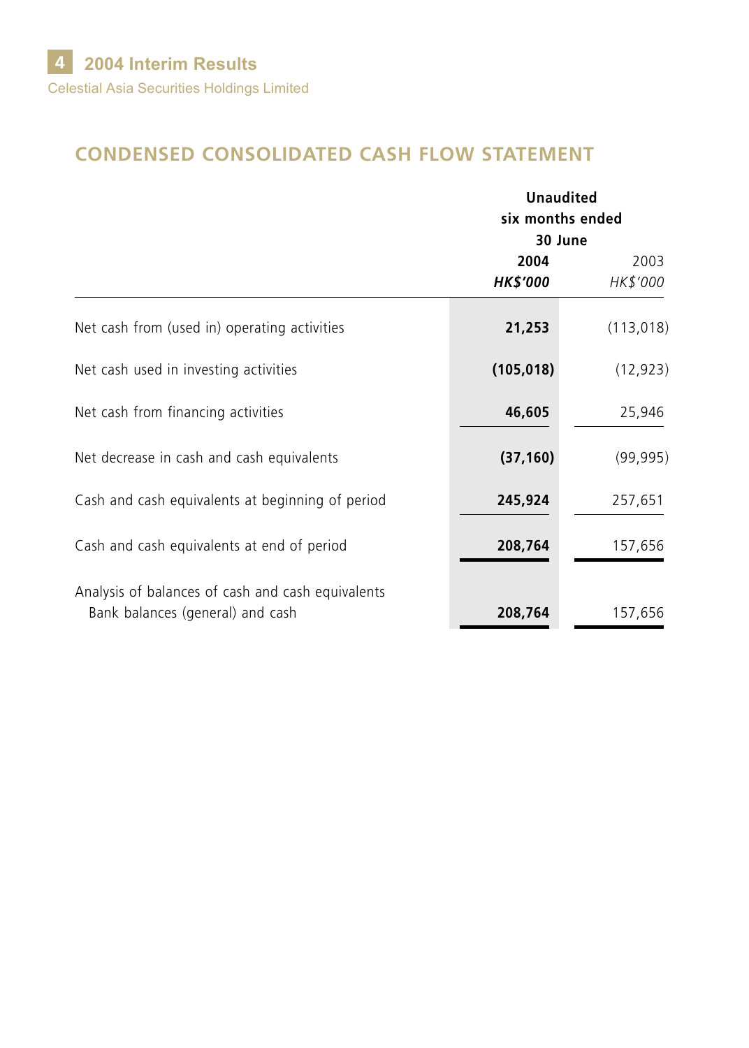## CONDENSED CONSOLIDATED CASH FLOW STATEMENT

| | Unaudited six months ended 30 June | |
|---|---|---|
| | **2004** | 2003 |
| | ***HK$'000*** | *HK$'000* |
| Net cash from (used in) operating activities | **21,253** | (113,018) |
| Net cash used in investing activities | **(105,018)** | (12,923) |
| Net cash from financing activities | **46,605** | 25,946 |
| Net decrease in cash and cash equivalents | **(37,160)** | (99,995) |
| Cash and cash equivalents at beginning of period | **245,924** | 257,651 |
| Cash and cash equivalents at end of period | **208,764** | 157,656 |
| Analysis of balances of cash and cash equivalents | | |
| Bank balances (general) and cash | **208,764** | 157,656 |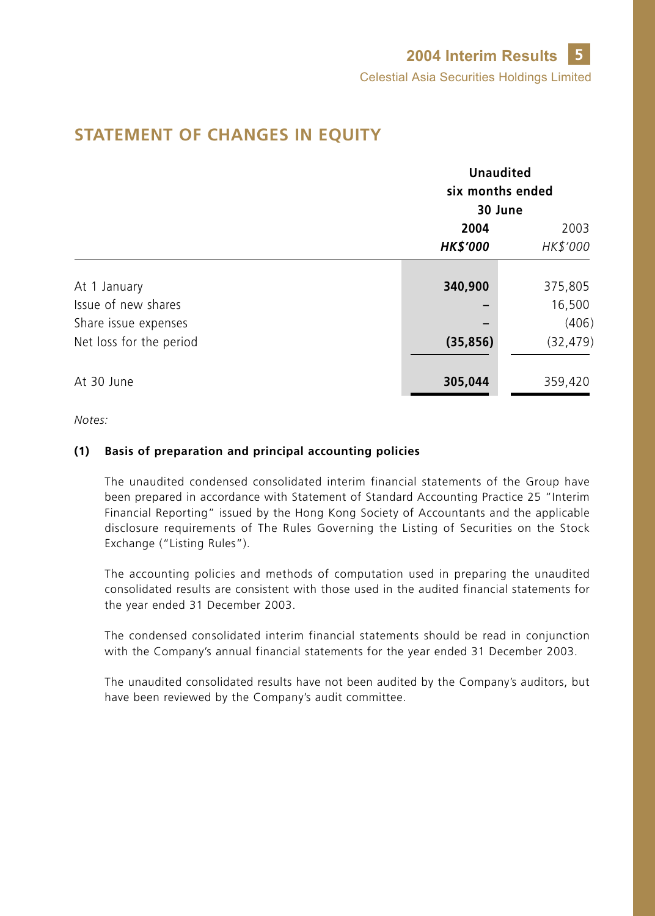## STATEMENT OF CHANGES IN EQUITY

| | Unaudited six months ended 30 June | |
|---|---|---|
| | **2004** | 2003 |
| | ***HK$'000*** | *HK$'000* |
| At 1 January | **340,900** | 375,805 |
| Issue of new shares | **–** | 16,500 |
| Share issue expenses | **–** | (406) |
| Net loss for the period | **(35,856)** | (32,479) |
| At 30 June | **305,044** | 359,420 |

*Notes:*

**(1) Basis of preparation and principal accounting policies**

The unaudited condensed consolidated interim financial statements of the Group have been prepared in accordance with Statement of Standard Accounting Practice 25 "Interim Financial Reporting" issued by the Hong Kong Society of Accountants and the applicable disclosure requirements of The Rules Governing the Listing of Securities on the Stock Exchange ("Listing Rules").

The accounting policies and methods of computation used in preparing the unaudited consolidated results are consistent with those used in the audited financial statements for the year ended 31 December 2003.

The condensed consolidated interim financial statements should be read in conjunction with the Company's annual financial statements for the year ended 31 December 2003.

The unaudited consolidated results have not been audited by the Company's auditors, but have been reviewed by the Company's audit committee.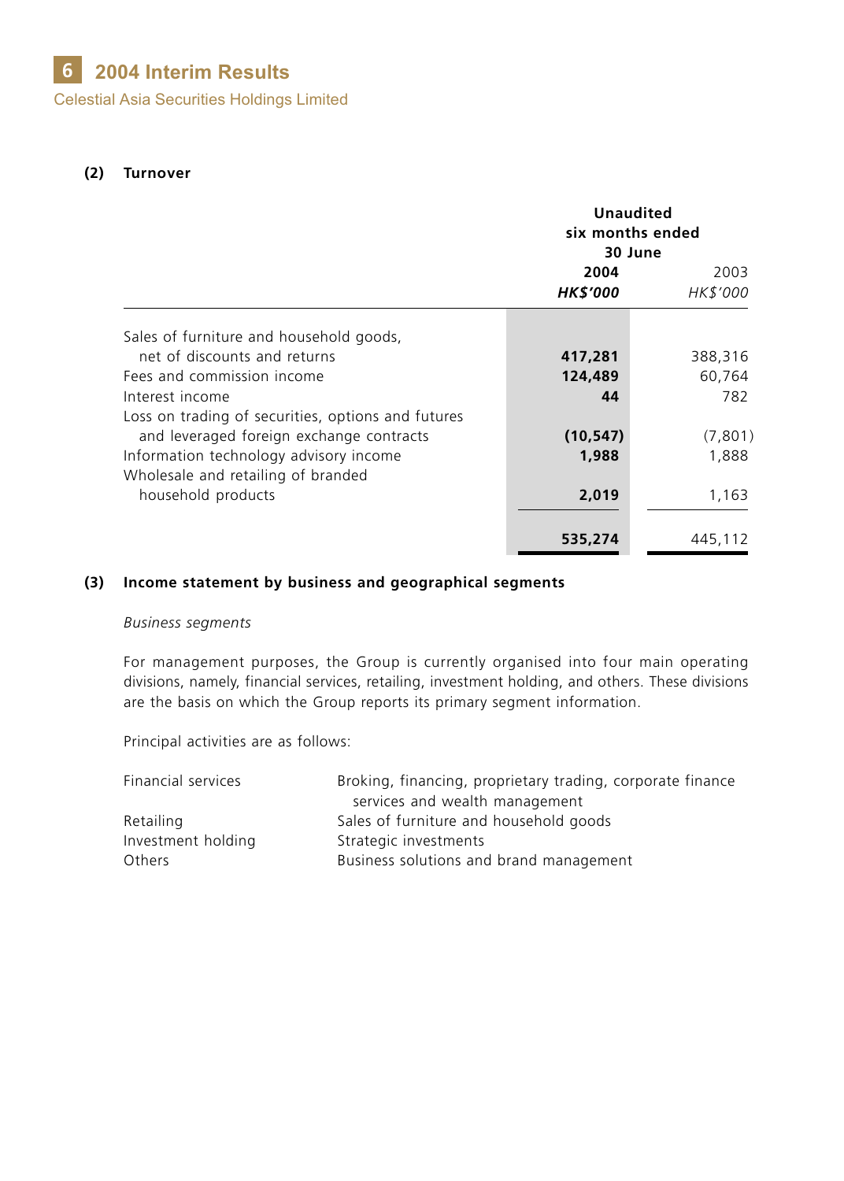**(2) Turnover**

| | Unaudited six months ended 30 June | |
|---|---|---|
| | **2004** | 2003 |
| | ***HK$'000*** | *HK$'000* |
| Sales of furniture and household goods, net of discounts and returns | **417,281** | 388,316 |
| Fees and commission income | **124,489** | 60,764 |
| Interest income | **44** | 782 |
| Loss on trading of securities, options and futures and leveraged foreign exchange contracts | **(10,547)** | (7,801) |
| Information technology advisory income | **1,988** | 1,888 |
| Wholesale and retailing of branded household products | **2,019** | 1,163 |
| | **535,274** | 445,112 |

**(3) Income statement by business and geographical segments**

*Business segments*

For management purposes, the Group is currently organised into four main operating divisions, namely, financial services, retailing, investment holding, and others. These divisions are the basis on which the Group reports its primary segment information.

Principal activities are as follows:

| | |
|---|---|
| Financial services | Broking, financing, proprietary trading, corporate finance services and wealth management |
| Retailing | Sales of furniture and household goods |
| Investment holding | Strategic investments |
| Others | Business solutions and brand management |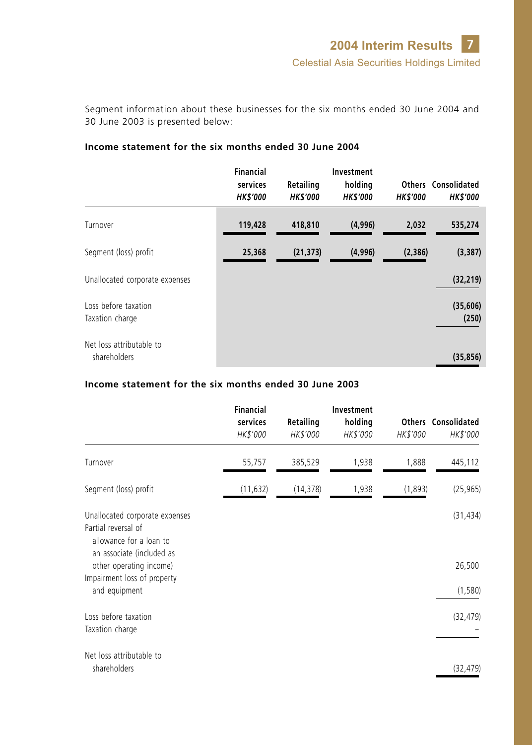Segment information about these businesses for the six months ended 30 June 2004 and 30 June 2003 is presented below:

**Income statement for the six months ended 30 June 2004**

| | Financial services<br>*HK$'000* | Retailing<br>*HK$'000* | Investment holding<br>*HK$'000* | Others<br>*HK$'000* | Consolidated<br>*HK$'000* |
|---|---|---|---|---|---|
| Turnover | **119,428** | **418,810** | **(4,996)** | **2,032** | **535,274** |
| Segment (loss) profit | **25,368** | **(21,373)** | **(4,996)** | **(2,386)** | **(3,387)** |
| Unallocated corporate expenses | | | | | **(32,219)** |
| Loss before taxation | | | | | **(35,606)** |
| Taxation charge | | | | | **(250)** |
| Net loss attributable to shareholders | | | | | **(35,856)** |

**Income statement for the six months ended 30 June 2003**

| | Financial services<br>*HK$'000* | Retailing<br>*HK$'000* | Investment holding<br>*HK$'000* | Others<br>*HK$'000* | Consolidated<br>*HK$'000* |
|---|---|---|---|---|---|
| Turnover | 55,757 | 385,529 | 1,938 | 1,888 | 445,112 |
| Segment (loss) profit | (11,632) | (14,378) | 1,938 | (1,893) | (25,965) |
| Unallocated corporate expenses | | | | | (31,434) |
| Partial reversal of allowance for a loan to an associate (included as other operating income) | | | | | 26,500 |
| Impairment loss of property and equipment | | | | | (1,580) |
| Loss before taxation | | | | | (32,479) |
| Taxation charge | | | | | – |
| Net loss attributable to shareholders | | | | | (32,479) |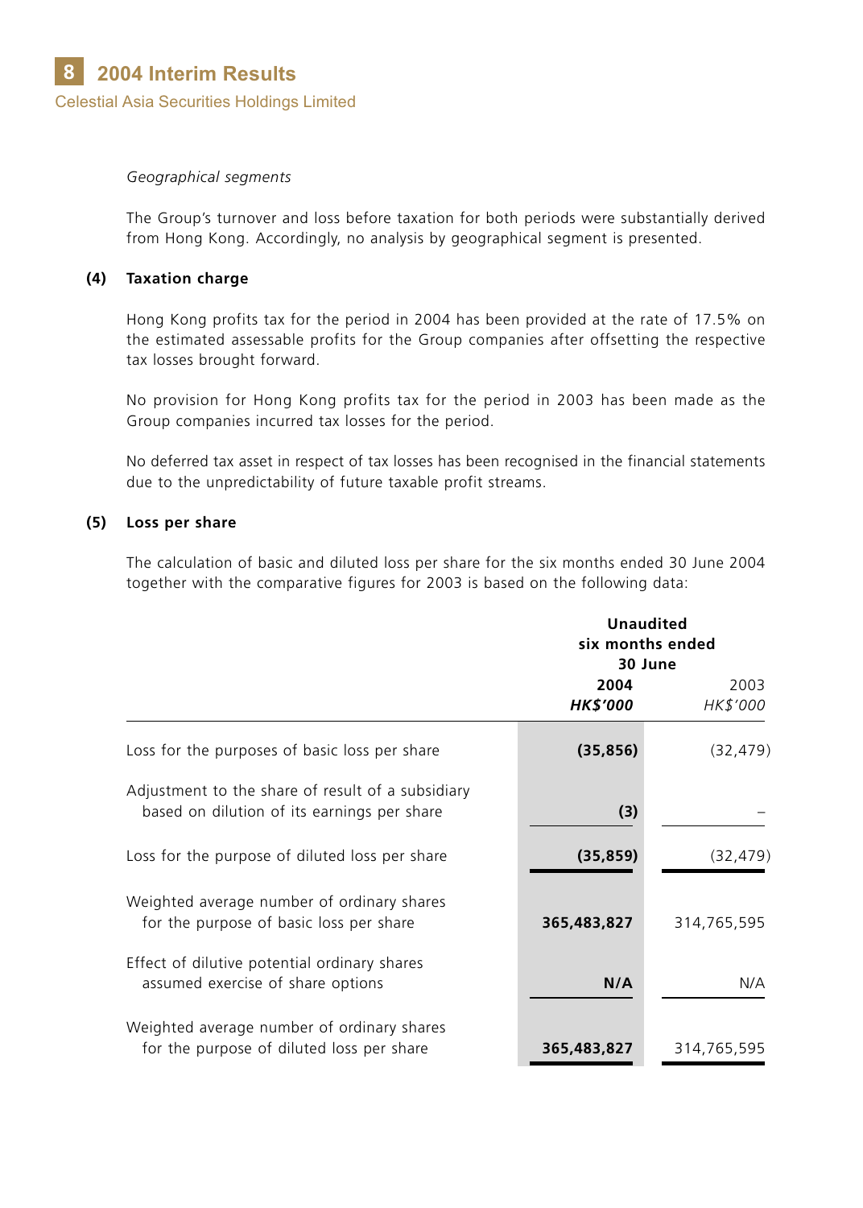*Geographical segments*

The Group's turnover and loss before taxation for both periods were substantially derived from Hong Kong. Accordingly, no analysis by geographical segment is presented.

**(4) Taxation charge**

Hong Kong profits tax for the period in 2004 has been provided at the rate of 17.5% on the estimated assessable profits for the Group companies after offsetting the respective tax losses brought forward.

No provision for Hong Kong profits tax for the period in 2003 has been made as the Group companies incurred tax losses for the period.

No deferred tax asset in respect of tax losses has been recognised in the financial statements due to the unpredictability of future taxable profit streams.

**(5) Loss per share**

The calculation of basic and diluted loss per share for the six months ended 30 June 2004 together with the comparative figures for 2003 is based on the following data:

| | **Unaudited six months ended 30 June** | |
|---|---|---|
| | **2004** | 2003 |
| | ***HK$'000*** | *HK$'000* |
| Loss for the purposes of basic loss per share | **(35,856)** | (32,479) |
| Adjustment to the share of result of a subsidiary based on dilution of its earnings per share | **(3)** | – |
| Loss for the purpose of diluted loss per share | **(35,859)** | (32,479) |
| Weighted average number of ordinary shares for the purpose of basic loss per share | **365,483,827** | 314,765,595 |
| Effect of dilutive potential ordinary shares assumed exercise of share options | **N/A** | N/A |
| Weighted average number of ordinary shares for the purpose of diluted loss per share | **365,483,827** | 314,765,595 |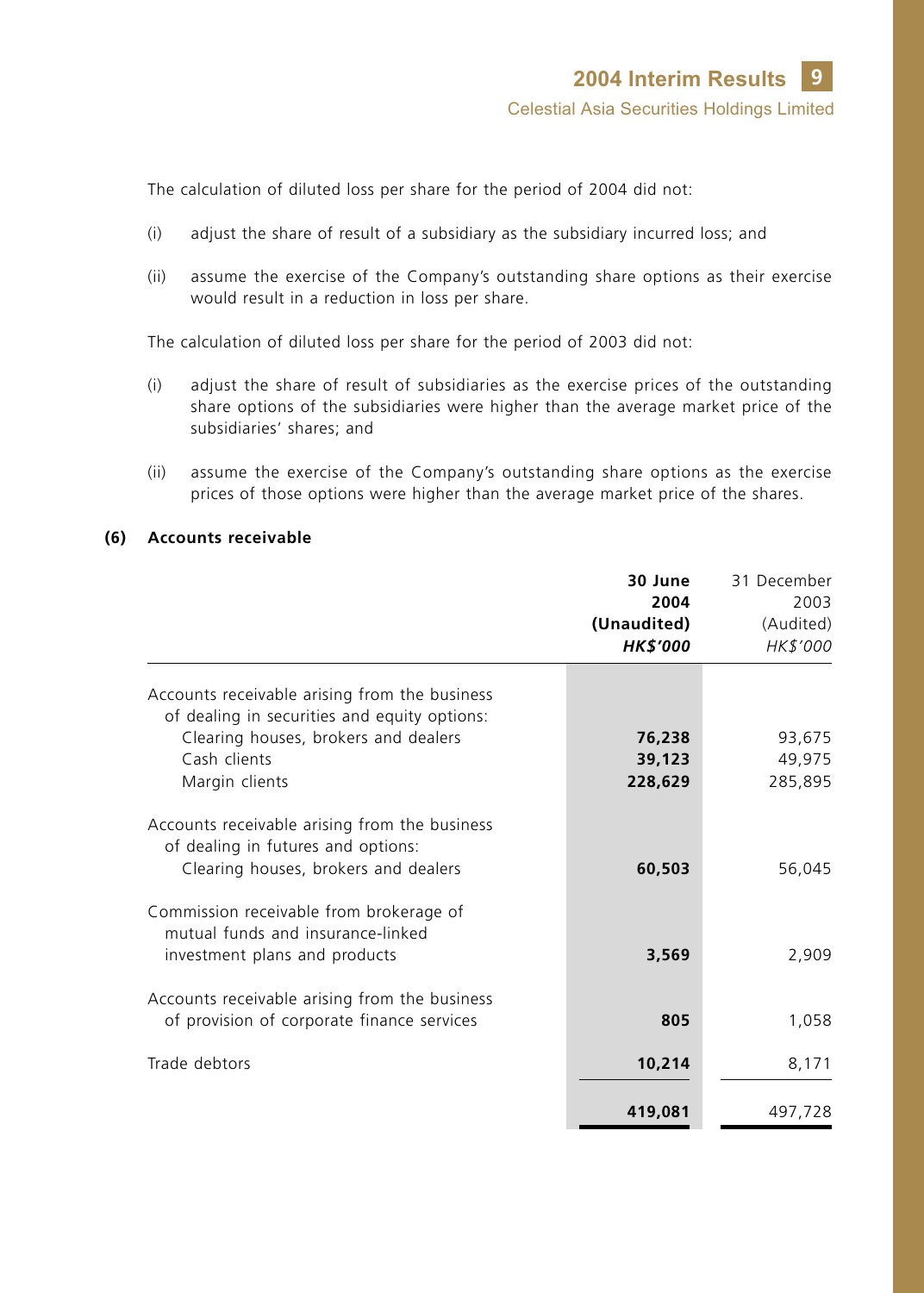The calculation of diluted loss per share for the period of 2004 did not:

(i) adjust the share of result of a subsidiary as the subsidiary incurred loss; and

(ii) assume the exercise of the Company's outstanding share options as their exercise would result in a reduction in loss per share.

The calculation of diluted loss per share for the period of 2003 did not:

(i) adjust the share of result of subsidiaries as the exercise prices of the outstanding share options of the subsidiaries were higher than the average market price of the subsidiaries' shares; and

(ii) assume the exercise of the Company's outstanding share options as the exercise prices of those options were higher than the average market price of the shares.

**(6) Accounts receivable**

| | **30 June 2004 (Unaudited)** ***HK$'000*** | 31 December 2003 (Audited) *HK$'000* |
|---|---|---|
| Accounts receivable arising from the business of dealing in securities and equity options: | | |
| Clearing houses, brokers and dealers | **76,238** | 93,675 |
| Cash clients | **39,123** | 49,975 |
| Margin clients | **228,629** | 285,895 |
| Accounts receivable arising from the business of dealing in futures and options: | | |
| Clearing houses, brokers and dealers | **60,503** | 56,045 |
| Commission receivable from brokerage of mutual funds and insurance-linked investment plans and products | **3,569** | 2,909 |
| Accounts receivable arising from the business of provision of corporate finance services | **805** | 1,058 |
| Trade debtors | **10,214** | 8,171 |
| | **419,081** | 497,728 |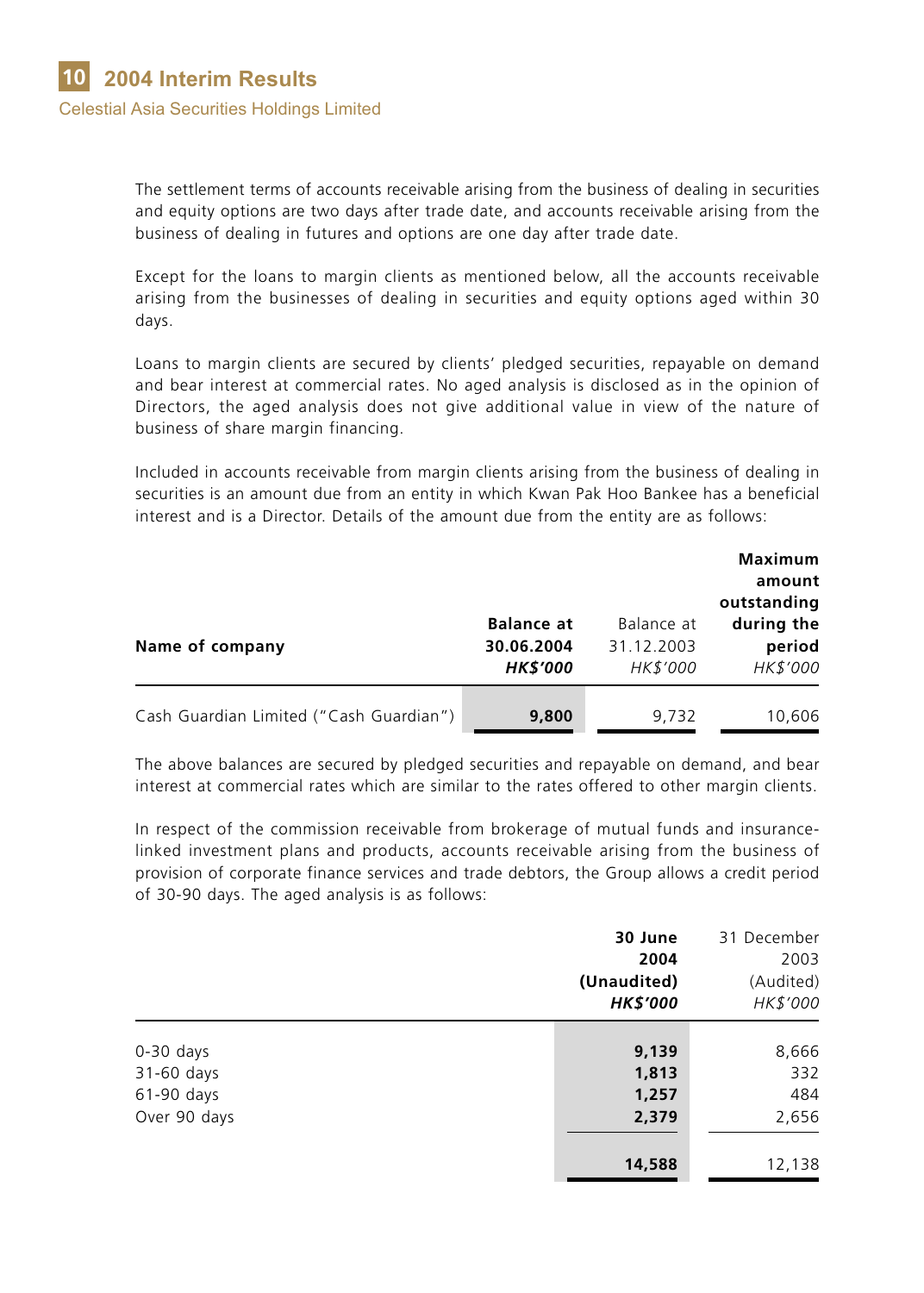The settlement terms of accounts receivable arising from the business of dealing in securities and equity options are two days after trade date, and accounts receivable arising from the business of dealing in futures and options are one day after trade date.

Except for the loans to margin clients as mentioned below, all the accounts receivable arising from the businesses of dealing in securities and equity options aged within 30 days.

Loans to margin clients are secured by clients' pledged securities, repayable on demand and bear interest at commercial rates. No aged analysis is disclosed as in the opinion of Directors, the aged analysis does not give additional value in view of the nature of business of share margin financing.

Included in accounts receivable from margin clients arising from the business of dealing in securities is an amount due from an entity in which Kwan Pak Hoo Bankee has a beneficial interest and is a Director. Details of the amount due from the entity are as follows:

| Name of company | **Balance at 30.06.2004** *HK$'000* | Balance at 31.12.2003 *HK$'000* | **Maximum amount outstanding during the period** *HK$'000* |
|---|---|---|---|
| Cash Guardian Limited ("Cash Guardian") | **9,800** | 9,732 | 10,606 |

The above balances are secured by pledged securities and repayable on demand, and bear interest at commercial rates which are similar to the rates offered to other margin clients.

In respect of the commission receivable from brokerage of mutual funds and insurance-linked investment plans and products, accounts receivable arising from the business of provision of corporate finance services and trade debtors, the Group allows a credit period of 30-90 days. The aged analysis is as follows:

| | **30 June 2004 (Unaudited)** *HK$'000* | 31 December 2003 (Audited) *HK$'000* |
|---|---|---|
| 0-30 days | **9,139** | 8,666 |
| 31-60 days | **1,813** | 332 |
| 61-90 days | **1,257** | 484 |
| Over 90 days | **2,379** | 2,656 |
| | **14,588** | 12,138 |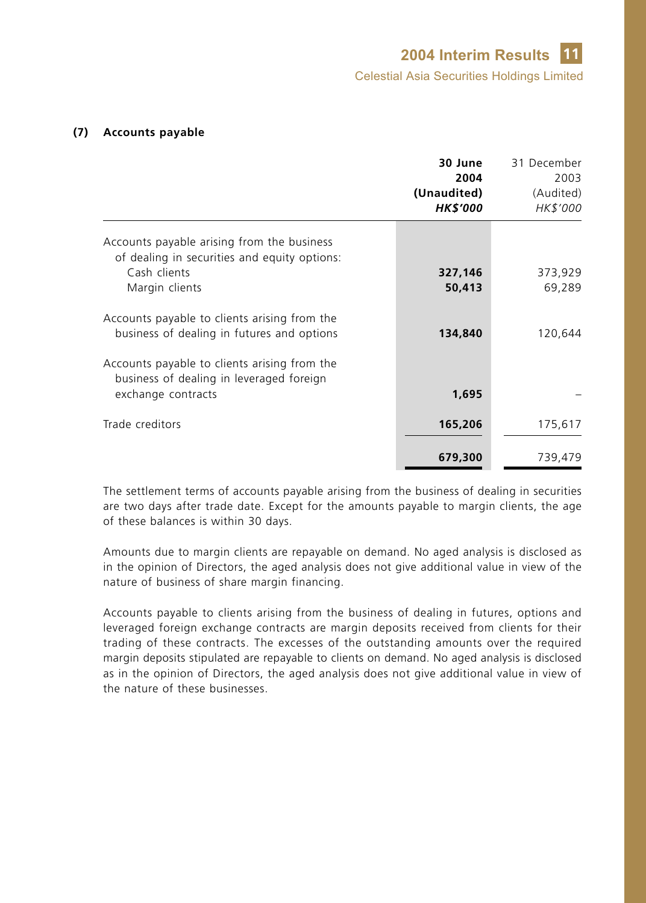**(7) Accounts payable**

| | **30 June 2004 (Unaudited) *HK$'000*** | 31 December 2003 (Audited) *HK$'000* |
|---|---|---|
| Accounts payable arising from the business of dealing in securities and equity options: | | |
| Cash clients | **327,146** | 373,929 |
| Margin clients | **50,413** | 69,289 |
| Accounts payable to clients arising from the business of dealing in futures and options | **134,840** | 120,644 |
| Accounts payable to clients arising from the business of dealing in leveraged foreign exchange contracts | **1,695** | – |
| Trade creditors | **165,206** | 175,617 |
| | **679,300** | 739,479 |

The settlement terms of accounts payable arising from the business of dealing in securities are two days after trade date. Except for the amounts payable to margin clients, the age of these balances is within 30 days.

Amounts due to margin clients are repayable on demand. No aged analysis is disclosed as in the opinion of Directors, the aged analysis does not give additional value in view of the nature of business of share margin financing.

Accounts payable to clients arising from the business of dealing in futures, options and leveraged foreign exchange contracts are margin deposits received from clients for their trading of these contracts. The excesses of the outstanding amounts over the required margin deposits stipulated are repayable to clients on demand. No aged analysis is disclosed as in the opinion of Directors, the aged analysis does not give additional value in view of the nature of these businesses.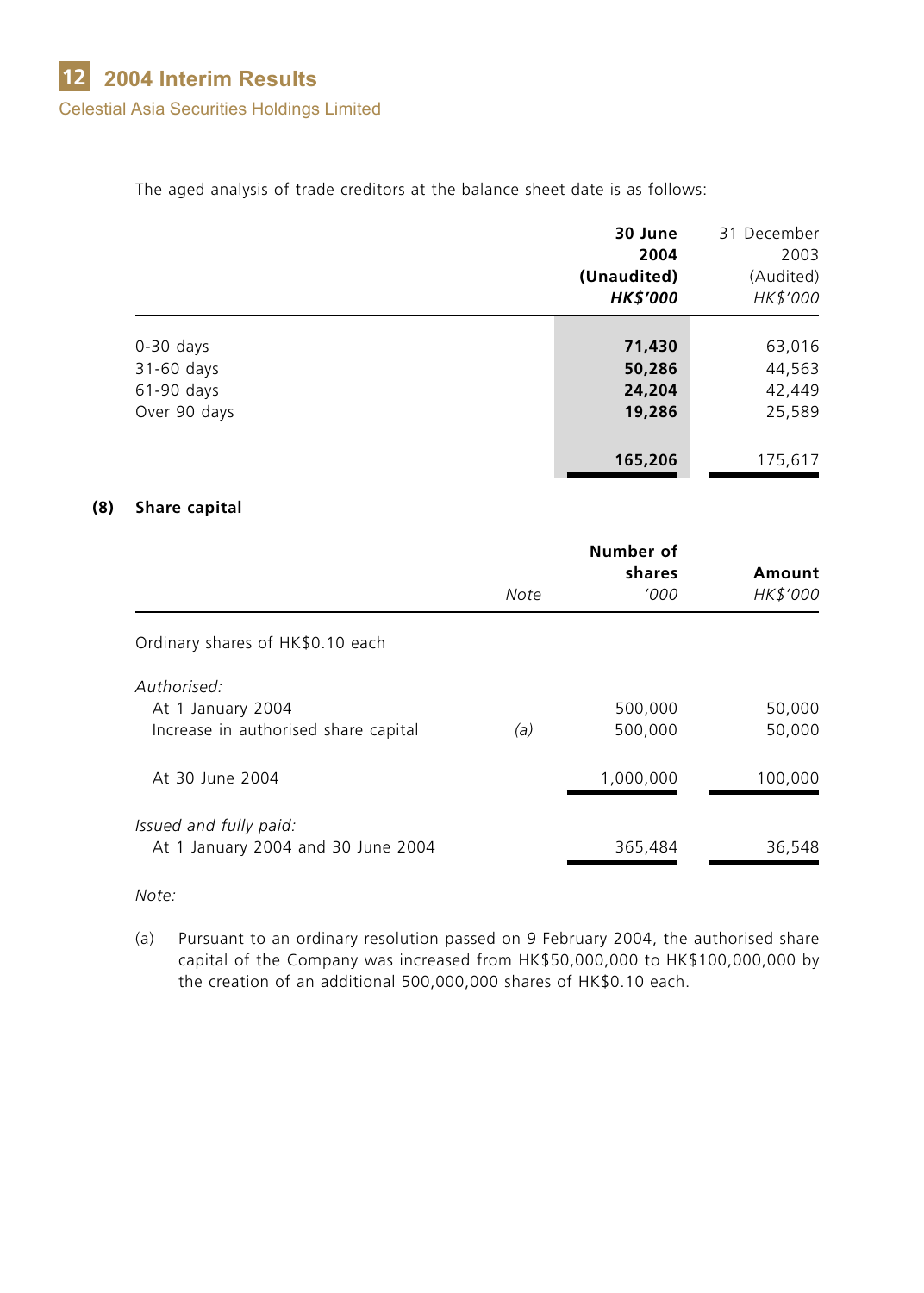The aged analysis of trade creditors at the balance sheet date is as follows:

| | **30 June 2004 (Unaudited) *HK$'000*** | 31 December 2003 (Audited) *HK$'000* |
|---|---|---|
| 0-30 days | **71,430** | 63,016 |
| 31-60 days | **50,286** | 44,563 |
| 61-90 days | **24,204** | 42,449 |
| Over 90 days | **19,286** | 25,589 |
| | **165,206** | 175,617 |

**(8) Share capital**

| | *Note* | **Number of shares** *'000* | **Amount** *HK$'000* |
|---|---|---|---|
| Ordinary shares of HK$0.10 each | | | |
| *Authorised:* | | | |
| At 1 January 2004 | | 500,000 | 50,000 |
| Increase in authorised share capital | *(a)* | 500,000 | 50,000 |
| At 30 June 2004 | | 1,000,000 | 100,000 |
| *Issued and fully paid:* | | | |
| At 1 January 2004 and 30 June 2004 | | 365,484 | 36,548 |

*Note:*

(a) Pursuant to an ordinary resolution passed on 9 February 2004, the authorised share capital of the Company was increased from HK$50,000,000 to HK$100,000,000 by the creation of an additional 500,000,000 shares of HK$0.10 each.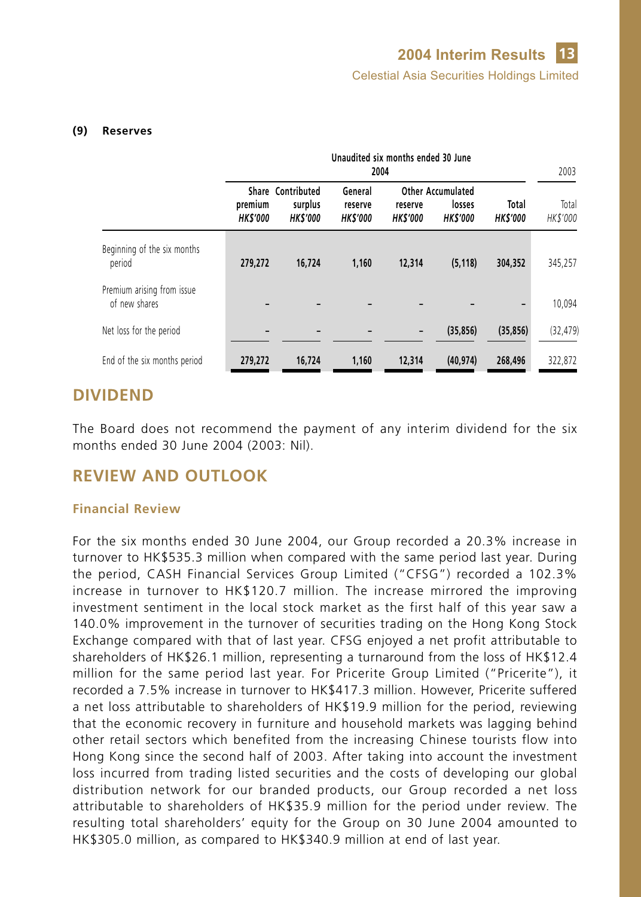**(9) Reserves**

| | Unaudited six months ended 30 June | | | | | | |
|---|---|---|---|---|---|---|---|
| | 2004 | | | | | | 2003 |
| | Share premium *HK$'000* | Contributed surplus *HK$'000* | General reserve *HK$'000* | Other reserve *HK$'000* | Accumulated losses *HK$'000* | Total *HK$'000* | Total *HK$'000* |
| Beginning of the six months period | 279,272 | 16,724 | 1,160 | 12,314 | (5,118) | 304,352 | 345,257 |
| Premium arising from issue of new shares | – | – | – | – | – | – | 10,094 |
| Net loss for the period | – | – | – | – | (35,856) | (35,856) | (32,479) |
| End of the six months period | 279,272 | 16,724 | 1,160 | 12,314 | (40,974) | 268,496 | 322,872 |

## DIVIDEND

The Board does not recommend the payment of any interim dividend for the six months ended 30 June 2004 (2003: Nil).

## REVIEW AND OUTLOOK

### Financial Review

For the six months ended 30 June 2004, our Group recorded a 20.3% increase in turnover to HK$535.3 million when compared with the same period last year. During the period, CASH Financial Services Group Limited ("CFSG") recorded a 102.3% increase in turnover to HK$120.7 million. The increase mirrored the improving investment sentiment in the local stock market as the first half of this year saw a 140.0% improvement in the turnover of securities trading on the Hong Kong Stock Exchange compared with that of last year. CFSG enjoyed a net profit attributable to shareholders of HK$26.1 million, representing a turnaround from the loss of HK$12.4 million for the same period last year. For Pricerite Group Limited ("Pricerite"), it recorded a 7.5% increase in turnover to HK$417.3 million. However, Pricerite suffered a net loss attributable to shareholders of HK$19.9 million for the period, reviewing that the economic recovery in furniture and household markets was lagging behind other retail sectors which benefited from the increasing Chinese tourists flow into Hong Kong since the second half of 2003. After taking into account the investment loss incurred from trading listed securities and the costs of developing our global distribution network for our branded products, our Group recorded a net loss attributable to shareholders of HK$35.9 million for the period under review. The resulting total shareholders' equity for the Group on 30 June 2004 amounted to HK$305.0 million, as compared to HK$340.9 million at end of last year.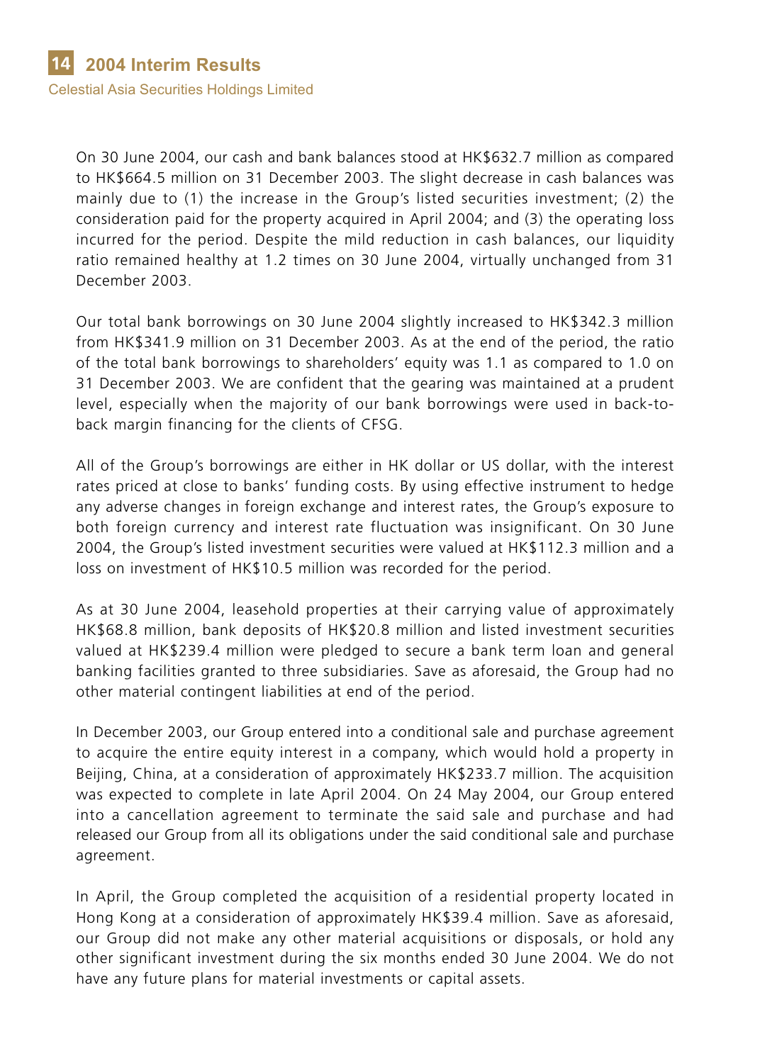On 30 June 2004, our cash and bank balances stood at HK$632.7 million as compared to HK$664.5 million on 31 December 2003. The slight decrease in cash balances was mainly due to (1) the increase in the Group's listed securities investment; (2) the consideration paid for the property acquired in April 2004; and (3) the operating loss incurred for the period. Despite the mild reduction in cash balances, our liquidity ratio remained healthy at 1.2 times on 30 June 2004, virtually unchanged from 31 December 2003.

Our total bank borrowings on 30 June 2004 slightly increased to HK$342.3 million from HK$341.9 million on 31 December 2003. As at the end of the period, the ratio of the total bank borrowings to shareholders' equity was 1.1 as compared to 1.0 on 31 December 2003. We are confident that the gearing was maintained at a prudent level, especially when the majority of our bank borrowings were used in back-to-back margin financing for the clients of CFSG.

All of the Group's borrowings are either in HK dollar or US dollar, with the interest rates priced at close to banks' funding costs. By using effective instrument to hedge any adverse changes in foreign exchange and interest rates, the Group's exposure to both foreign currency and interest rate fluctuation was insignificant. On 30 June 2004, the Group's listed investment securities were valued at HK$112.3 million and a loss on investment of HK$10.5 million was recorded for the period.

As at 30 June 2004, leasehold properties at their carrying value of approximately HK$68.8 million, bank deposits of HK$20.8 million and listed investment securities valued at HK$239.4 million were pledged to secure a bank term loan and general banking facilities granted to three subsidiaries. Save as aforesaid, the Group had no other material contingent liabilities at end of the period.

In December 2003, our Group entered into a conditional sale and purchase agreement to acquire the entire equity interest in a company, which would hold a property in Beijing, China, at a consideration of approximately HK$233.7 million. The acquisition was expected to complete in late April 2004. On 24 May 2004, our Group entered into a cancellation agreement to terminate the said sale and purchase and had released our Group from all its obligations under the said conditional sale and purchase agreement.

In April, the Group completed the acquisition of a residential property located in Hong Kong at a consideration of approximately HK$39.4 million. Save as aforesaid, our Group did not make any other material acquisitions or disposals, or hold any other significant investment during the six months ended 30 June 2004. We do not have any future plans for material investments or capital assets.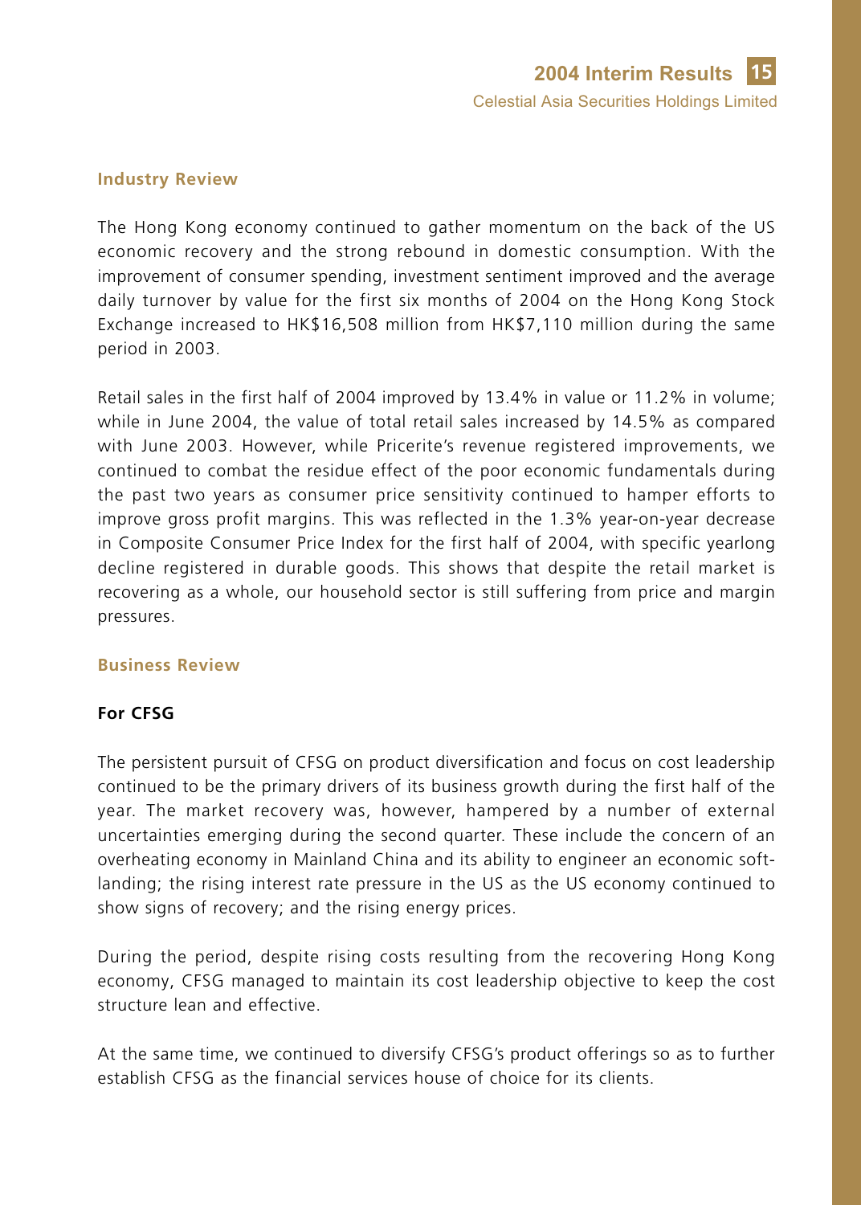## Industry Review

The Hong Kong economy continued to gather momentum on the back of the US economic recovery and the strong rebound in domestic consumption. With the improvement of consumer spending, investment sentiment improved and the average daily turnover by value for the first six months of 2004 on the Hong Kong Stock Exchange increased to HK$16,508 million from HK$7,110 million during the same period in 2003.

Retail sales in the first half of 2004 improved by 13.4% in value or 11.2% in volume; while in June 2004, the value of total retail sales increased by 14.5% as compared with June 2003. However, while Pricerite's revenue registered improvements, we continued to combat the residue effect of the poor economic fundamentals during the past two years as consumer price sensitivity continued to hamper efforts to improve gross profit margins. This was reflected in the 1.3% year-on-year decrease in Composite Consumer Price Index for the first half of 2004, with specific yearlong decline registered in durable goods. This shows that despite the retail market is recovering as a whole, our household sector is still suffering from price and margin pressures.

## Business Review

### For CFSG

The persistent pursuit of CFSG on product diversification and focus on cost leadership continued to be the primary drivers of its business growth during the first half of the year. The market recovery was, however, hampered by a number of external uncertainties emerging during the second quarter. These include the concern of an overheating economy in Mainland China and its ability to engineer an economic soft-landing; the rising interest rate pressure in the US as the US economy continued to show signs of recovery; and the rising energy prices.

During the period, despite rising costs resulting from the recovering Hong Kong economy, CFSG managed to maintain its cost leadership objective to keep the cost structure lean and effective.

At the same time, we continued to diversify CFSG's product offerings so as to further establish CFSG as the financial services house of choice for its clients.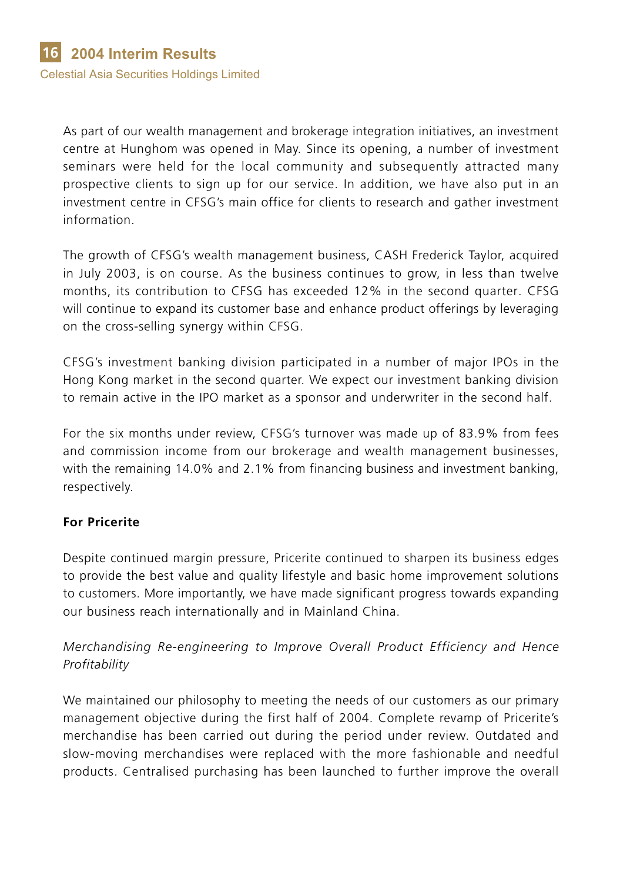As part of our wealth management and brokerage integration initiatives, an investment centre at Hunghom was opened in May. Since its opening, a number of investment seminars were held for the local community and subsequently attracted many prospective clients to sign up for our service. In addition, we have also put in an investment centre in CFSG's main office for clients to research and gather investment information.

The growth of CFSG's wealth management business, CASH Frederick Taylor, acquired in July 2003, is on course. As the business continues to grow, in less than twelve months, its contribution to CFSG has exceeded 12% in the second quarter. CFSG will continue to expand its customer base and enhance product offerings by leveraging on the cross-selling synergy within CFSG.

CFSG's investment banking division participated in a number of major IPOs in the Hong Kong market in the second quarter. We expect our investment banking division to remain active in the IPO market as a sponsor and underwriter in the second half.

For the six months under review, CFSG's turnover was made up of 83.9% from fees and commission income from our brokerage and wealth management businesses, with the remaining 14.0% and 2.1% from financing business and investment banking, respectively.

**For Pricerite**

Despite continued margin pressure, Pricerite continued to sharpen its business edges to provide the best value and quality lifestyle and basic home improvement solutions to customers. More importantly, we have made significant progress towards expanding our business reach internationally and in Mainland China.

*Merchandising Re-engineering to Improve Overall Product Efficiency and Hence Profitability*

We maintained our philosophy to meeting the needs of our customers as our primary management objective during the first half of 2004. Complete revamp of Pricerite's merchandise has been carried out during the period under review. Outdated and slow-moving merchandises were replaced with the more fashionable and needful products. Centralised purchasing has been launched to further improve the overall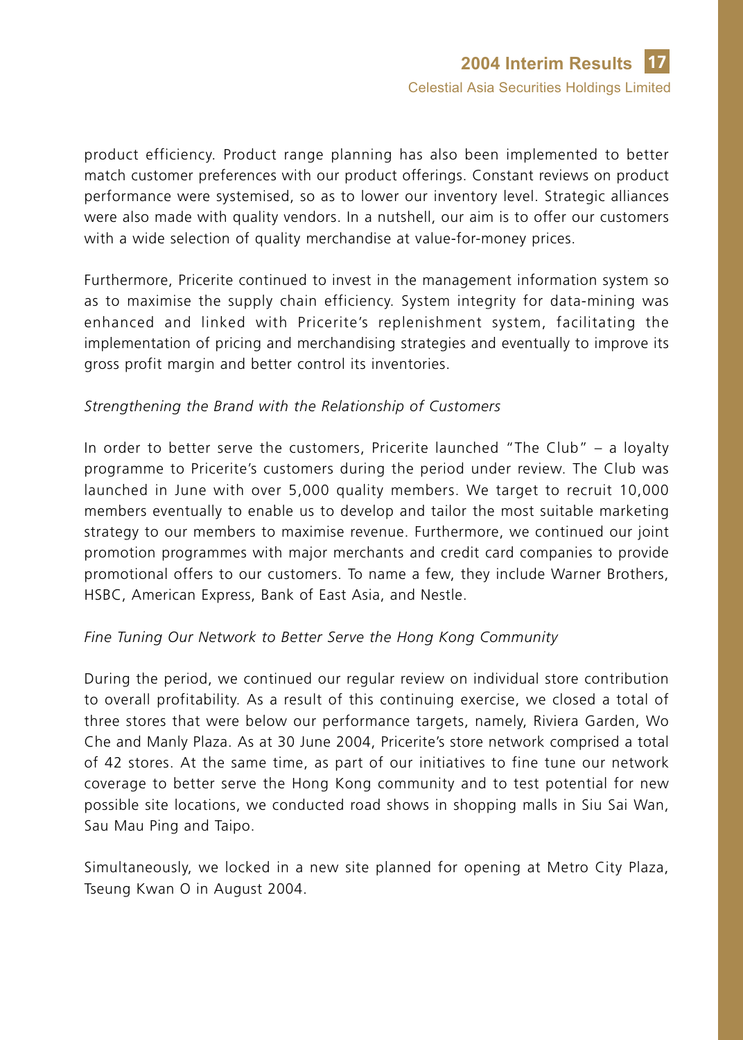product efficiency. Product range planning has also been implemented to better match customer preferences with our product offerings. Constant reviews on product performance were systemised, so as to lower our inventory level. Strategic alliances were also made with quality vendors. In a nutshell, our aim is to offer our customers with a wide selection of quality merchandise at value-for-money prices.

Furthermore, Pricerite continued to invest in the management information system so as to maximise the supply chain efficiency. System integrity for data-mining was enhanced and linked with Pricerite's replenishment system, facilitating the implementation of pricing and merchandising strategies and eventually to improve its gross profit margin and better control its inventories.

*Strengthening the Brand with the Relationship of Customers*

In order to better serve the customers, Pricerite launched "The Club" – a loyalty programme to Pricerite's customers during the period under review. The Club was launched in June with over 5,000 quality members. We target to recruit 10,000 members eventually to enable us to develop and tailor the most suitable marketing strategy to our members to maximise revenue. Furthermore, we continued our joint promotion programmes with major merchants and credit card companies to provide promotional offers to our customers. To name a few, they include Warner Brothers, HSBC, American Express, Bank of East Asia, and Nestle.

*Fine Tuning Our Network to Better Serve the Hong Kong Community*

During the period, we continued our regular review on individual store contribution to overall profitability. As a result of this continuing exercise, we closed a total of three stores that were below our performance targets, namely, Riviera Garden, Wo Che and Manly Plaza. As at 30 June 2004, Pricerite's store network comprised a total of 42 stores. At the same time, as part of our initiatives to fine tune our network coverage to better serve the Hong Kong community and to test potential for new possible site locations, we conducted road shows in shopping malls in Siu Sai Wan, Sau Mau Ping and Taipo.

Simultaneously, we locked in a new site planned for opening at Metro City Plaza, Tseung Kwan O in August 2004.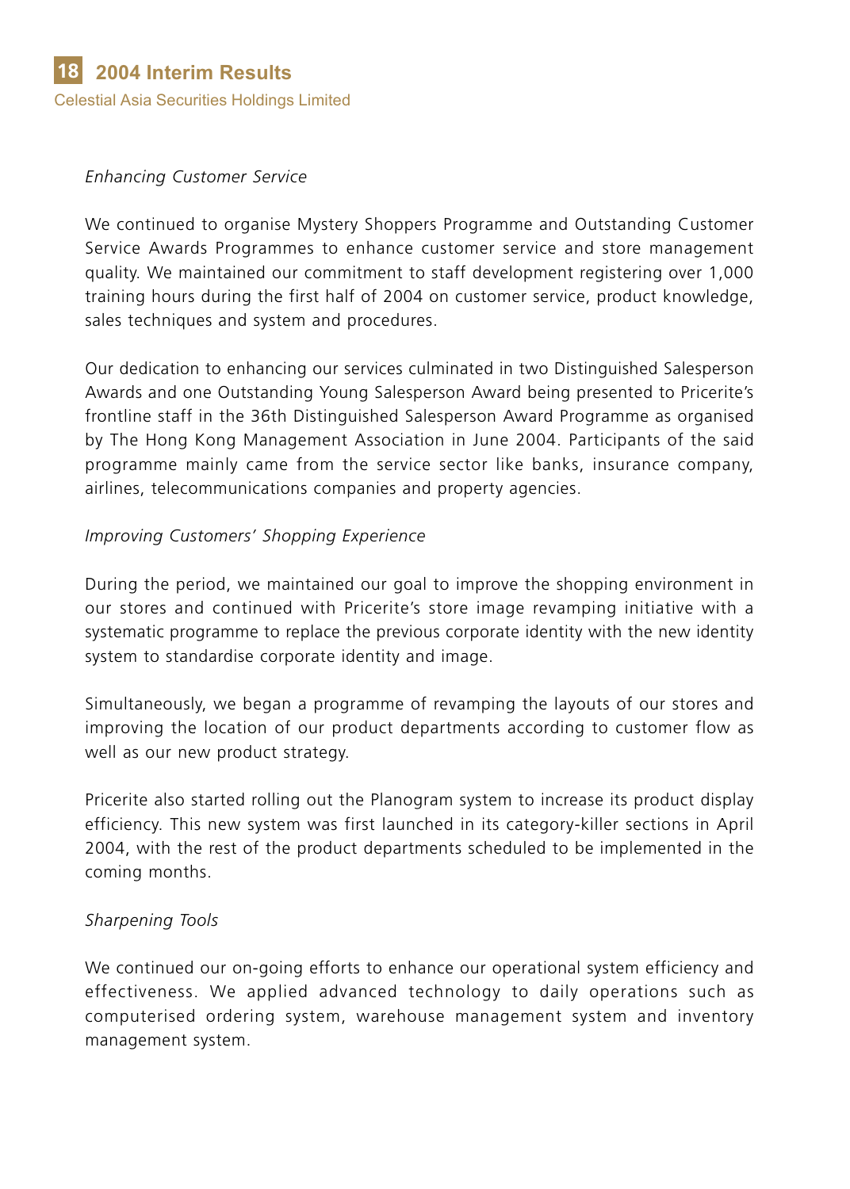*Enhancing Customer Service*

We continued to organise Mystery Shoppers Programme and Outstanding Customer Service Awards Programmes to enhance customer service and store management quality. We maintained our commitment to staff development registering over 1,000 training hours during the first half of 2004 on customer service, product knowledge, sales techniques and system and procedures.

Our dedication to enhancing our services culminated in two Distinguished Salesperson Awards and one Outstanding Young Salesperson Award being presented to Pricerite's frontline staff in the 36th Distinguished Salesperson Award Programme as organised by The Hong Kong Management Association in June 2004. Participants of the said programme mainly came from the service sector like banks, insurance company, airlines, telecommunications companies and property agencies.

*Improving Customers' Shopping Experience*

During the period, we maintained our goal to improve the shopping environment in our stores and continued with Pricerite's store image revamping initiative with a systematic programme to replace the previous corporate identity with the new identity system to standardise corporate identity and image.

Simultaneously, we began a programme of revamping the layouts of our stores and improving the location of our product departments according to customer flow as well as our new product strategy.

Pricerite also started rolling out the Planogram system to increase its product display efficiency. This new system was first launched in its category-killer sections in April 2004, with the rest of the product departments scheduled to be implemented in the coming months.

*Sharpening Tools*

We continued our on-going efforts to enhance our operational system efficiency and effectiveness. We applied advanced technology to daily operations such as computerised ordering system, warehouse management system and inventory management system.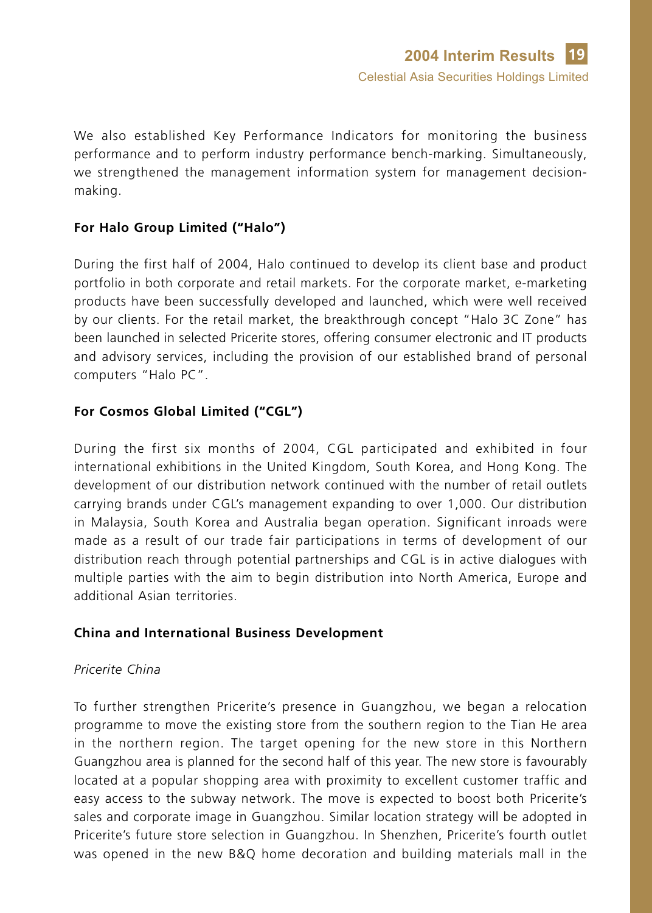We also established Key Performance Indicators for monitoring the business performance and to perform industry performance bench-marking. Simultaneously, we strengthened the management information system for management decision-making.

**For Halo Group Limited ("Halo")**

During the first half of 2004, Halo continued to develop its client base and product portfolio in both corporate and retail markets. For the corporate market, e-marketing products have been successfully developed and launched, which were well received by our clients. For the retail market, the breakthrough concept "Halo 3C Zone" has been launched in selected Pricerite stores, offering consumer electronic and IT products and advisory services, including the provision of our established brand of personal computers "Halo PC".

**For Cosmos Global Limited ("CGL")**

During the first six months of 2004, CGL participated and exhibited in four international exhibitions in the United Kingdom, South Korea, and Hong Kong. The development of our distribution network continued with the number of retail outlets carrying brands under CGL's management expanding to over 1,000. Our distribution in Malaysia, South Korea and Australia began operation. Significant inroads were made as a result of our trade fair participations in terms of development of our distribution reach through potential partnerships and CGL is in active dialogues with multiple parties with the aim to begin distribution into North America, Europe and additional Asian territories.

**China and International Business Development**

*Pricerite China*

To further strengthen Pricerite's presence in Guangzhou, we began a relocation programme to move the existing store from the southern region to the Tian He area in the northern region. The target opening for the new store in this Northern Guangzhou area is planned for the second half of this year. The new store is favourably located at a popular shopping area with proximity to excellent customer traffic and easy access to the subway network. The move is expected to boost both Pricerite's sales and corporate image in Guangzhou. Similar location strategy will be adopted in Pricerite's future store selection in Guangzhou. In Shenzhen, Pricerite's fourth outlet was opened in the new B&Q home decoration and building materials mall in the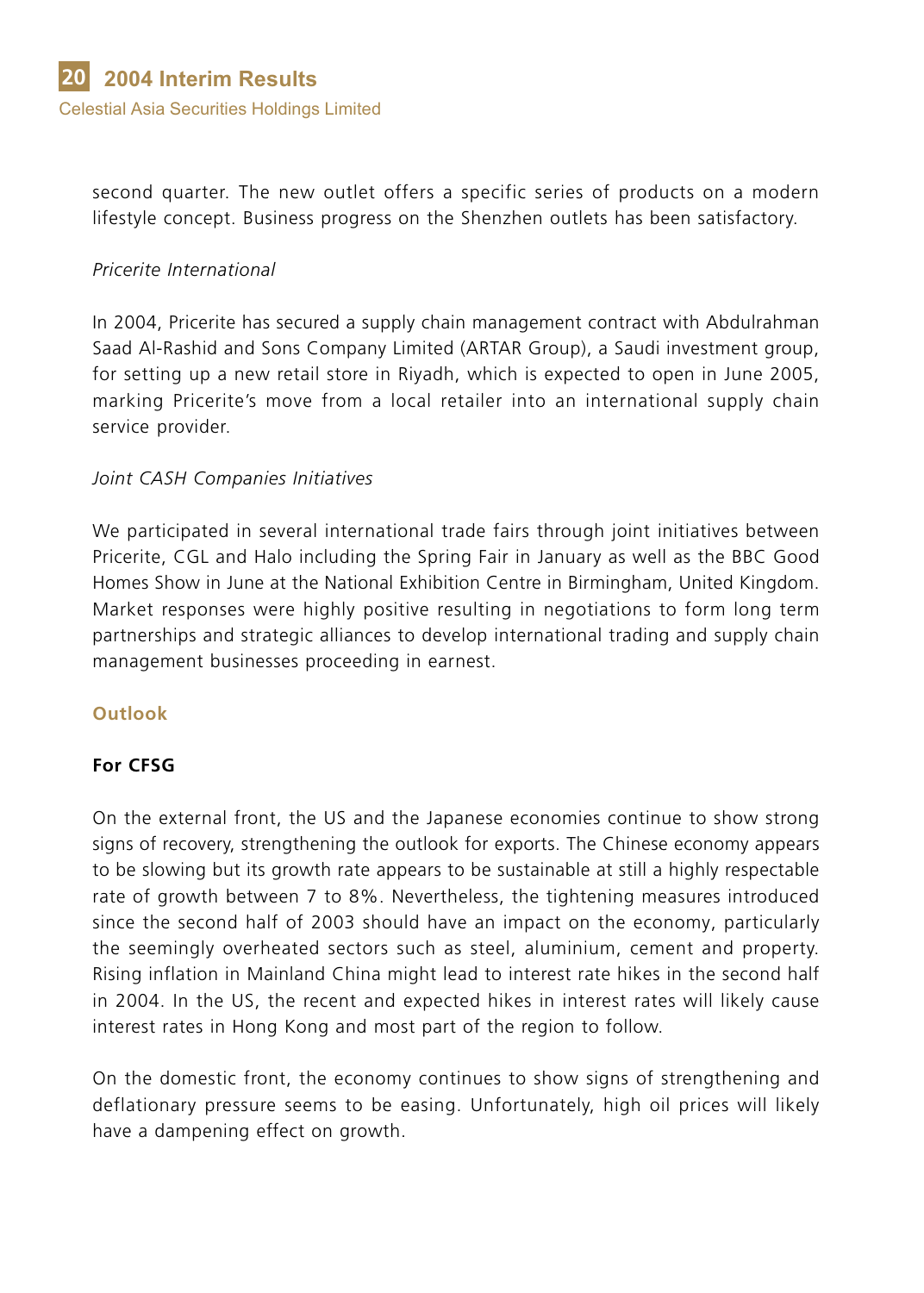second quarter. The new outlet offers a specific series of products on a modern lifestyle concept. Business progress on the Shenzhen outlets has been satisfactory.

*Pricerite International*

In 2004, Pricerite has secured a supply chain management contract with Abdulrahman Saad Al-Rashid and Sons Company Limited (ARTAR Group), a Saudi investment group, for setting up a new retail store in Riyadh, which is expected to open in June 2005, marking Pricerite's move from a local retailer into an international supply chain service provider.

*Joint CASH Companies Initiatives*

We participated in several international trade fairs through joint initiatives between Pricerite, CGL and Halo including the Spring Fair in January as well as the BBC Good Homes Show in June at the National Exhibition Centre in Birmingham, United Kingdom. Market responses were highly positive resulting in negotiations to form long term partnerships and strategic alliances to develop international trading and supply chain management businesses proceeding in earnest.

## Outlook

### For CFSG

On the external front, the US and the Japanese economies continue to show strong signs of recovery, strengthening the outlook for exports. The Chinese economy appears to be slowing but its growth rate appears to be sustainable at still a highly respectable rate of growth between 7 to 8%. Nevertheless, the tightening measures introduced since the second half of 2003 should have an impact on the economy, particularly the seemingly overheated sectors such as steel, aluminium, cement and property. Rising inflation in Mainland China might lead to interest rate hikes in the second half in 2004. In the US, the recent and expected hikes in interest rates will likely cause interest rates in Hong Kong and most part of the region to follow.

On the domestic front, the economy continues to show signs of strengthening and deflationary pressure seems to be easing. Unfortunately, high oil prices will likely have a dampening effect on growth.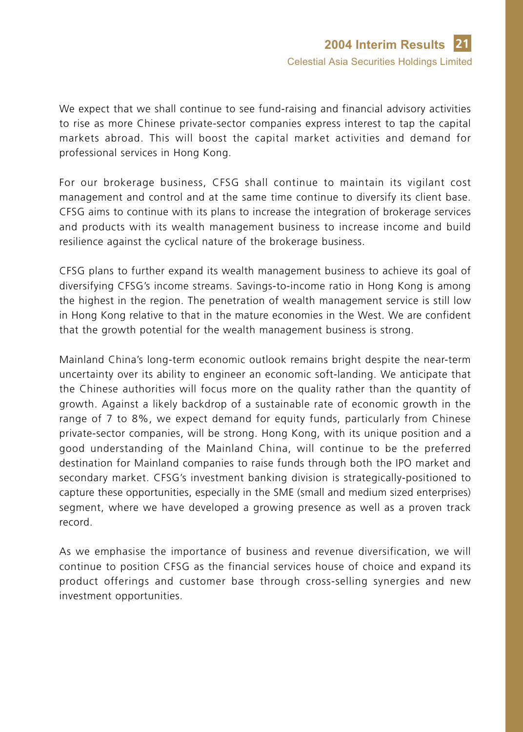We expect that we shall continue to see fund-raising and financial advisory activities to rise as more Chinese private-sector companies express interest to tap the capital markets abroad. This will boost the capital market activities and demand for professional services in Hong Kong.

For our brokerage business, CFSG shall continue to maintain its vigilant cost management and control and at the same time continue to diversify its client base. CFSG aims to continue with its plans to increase the integration of brokerage services and products with its wealth management business to increase income and build resilience against the cyclical nature of the brokerage business.

CFSG plans to further expand its wealth management business to achieve its goal of diversifying CFSG's income streams. Savings-to-income ratio in Hong Kong is among the highest in the region. The penetration of wealth management service is still low in Hong Kong relative to that in the mature economies in the West. We are confident that the growth potential for the wealth management business is strong.

Mainland China's long-term economic outlook remains bright despite the near-term uncertainty over its ability to engineer an economic soft-landing. We anticipate that the Chinese authorities will focus more on the quality rather than the quantity of growth. Against a likely backdrop of a sustainable rate of economic growth in the range of 7 to 8%, we expect demand for equity funds, particularly from Chinese private-sector companies, will be strong. Hong Kong, with its unique position and a good understanding of the Mainland China, will continue to be the preferred destination for Mainland companies to raise funds through both the IPO market and secondary market. CFSG's investment banking division is strategically-positioned to capture these opportunities, especially in the SME (small and medium sized enterprises) segment, where we have developed a growing presence as well as a proven track record.

As we emphasise the importance of business and revenue diversification, we will continue to position CFSG as the financial services house of choice and expand its product offerings and customer base through cross-selling synergies and new investment opportunities.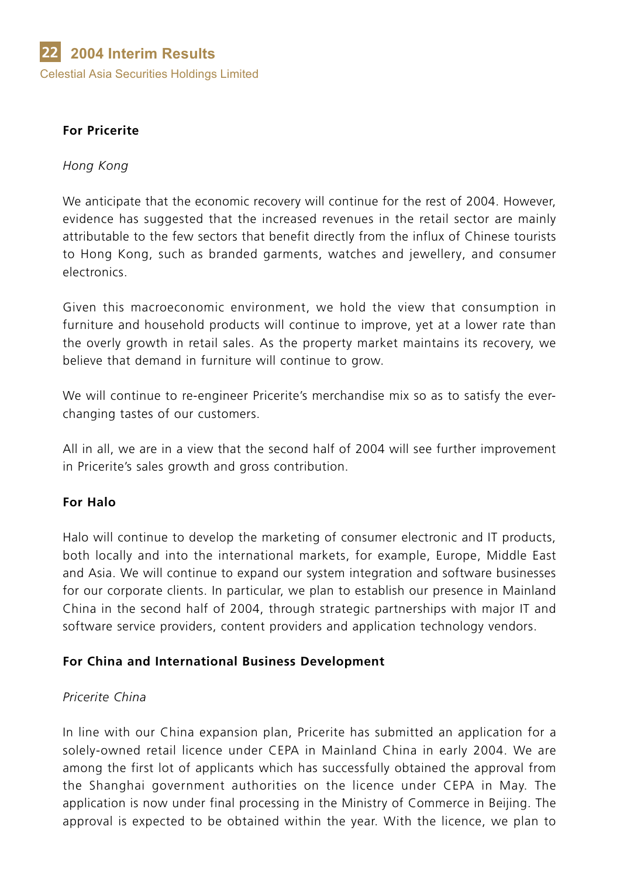**For Pricerite**

*Hong Kong*

We anticipate that the economic recovery will continue for the rest of 2004. However, evidence has suggested that the increased revenues in the retail sector are mainly attributable to the few sectors that benefit directly from the influx of Chinese tourists to Hong Kong, such as branded garments, watches and jewellery, and consumer electronics.

Given this macroeconomic environment, we hold the view that consumption in furniture and household products will continue to improve, yet at a lower rate than the overly growth in retail sales. As the property market maintains its recovery, we believe that demand in furniture will continue to grow.

We will continue to re-engineer Pricerite's merchandise mix so as to satisfy the ever-changing tastes of our customers.

All in all, we are in a view that the second half of 2004 will see further improvement in Pricerite's sales growth and gross contribution.

**For Halo**

Halo will continue to develop the marketing of consumer electronic and IT products, both locally and into the international markets, for example, Europe, Middle East and Asia. We will continue to expand our system integration and software businesses for our corporate clients. In particular, we plan to establish our presence in Mainland China in the second half of 2004, through strategic partnerships with major IT and software service providers, content providers and application technology vendors.

**For China and International Business Development**

*Pricerite China*

In line with our China expansion plan, Pricerite has submitted an application for a solely-owned retail licence under CEPA in Mainland China in early 2004. We are among the first lot of applicants which has successfully obtained the approval from the Shanghai government authorities on the licence under CEPA in May. The application is now under final processing in the Ministry of Commerce in Beijing. The approval is expected to be obtained within the year. With the licence, we plan to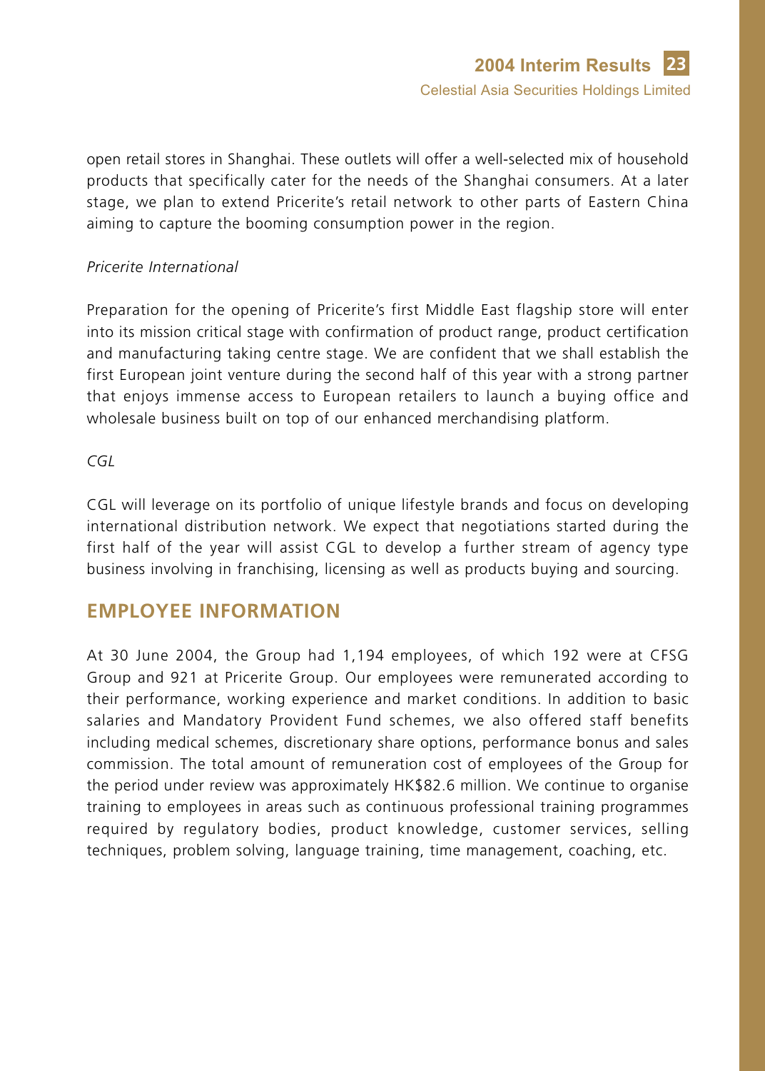open retail stores in Shanghai. These outlets will offer a well-selected mix of household products that specifically cater for the needs of the Shanghai consumers. At a later stage, we plan to extend Pricerite's retail network to other parts of Eastern China aiming to capture the booming consumption power in the region.

*Pricerite International*

Preparation for the opening of Pricerite's first Middle East flagship store will enter into its mission critical stage with confirmation of product range, product certification and manufacturing taking centre stage. We are confident that we shall establish the first European joint venture during the second half of this year with a strong partner that enjoys immense access to European retailers to launch a buying office and wholesale business built on top of our enhanced merchandising platform.

*CGL*

CGL will leverage on its portfolio of unique lifestyle brands and focus on developing international distribution network. We expect that negotiations started during the first half of the year will assist CGL to develop a further stream of agency type business involving in franchising, licensing as well as products buying and sourcing.

## EMPLOYEE INFORMATION

At 30 June 2004, the Group had 1,194 employees, of which 192 were at CFSG Group and 921 at Pricerite Group. Our employees were remunerated according to their performance, working experience and market conditions. In addition to basic salaries and Mandatory Provident Fund schemes, we also offered staff benefits including medical schemes, discretionary share options, performance bonus and sales commission. The total amount of remuneration cost of employees of the Group for the period under review was approximately HK$82.6 million. We continue to organise training to employees in areas such as continuous professional training programmes required by regulatory bodies, product knowledge, customer services, selling techniques, problem solving, language training, time management, coaching, etc.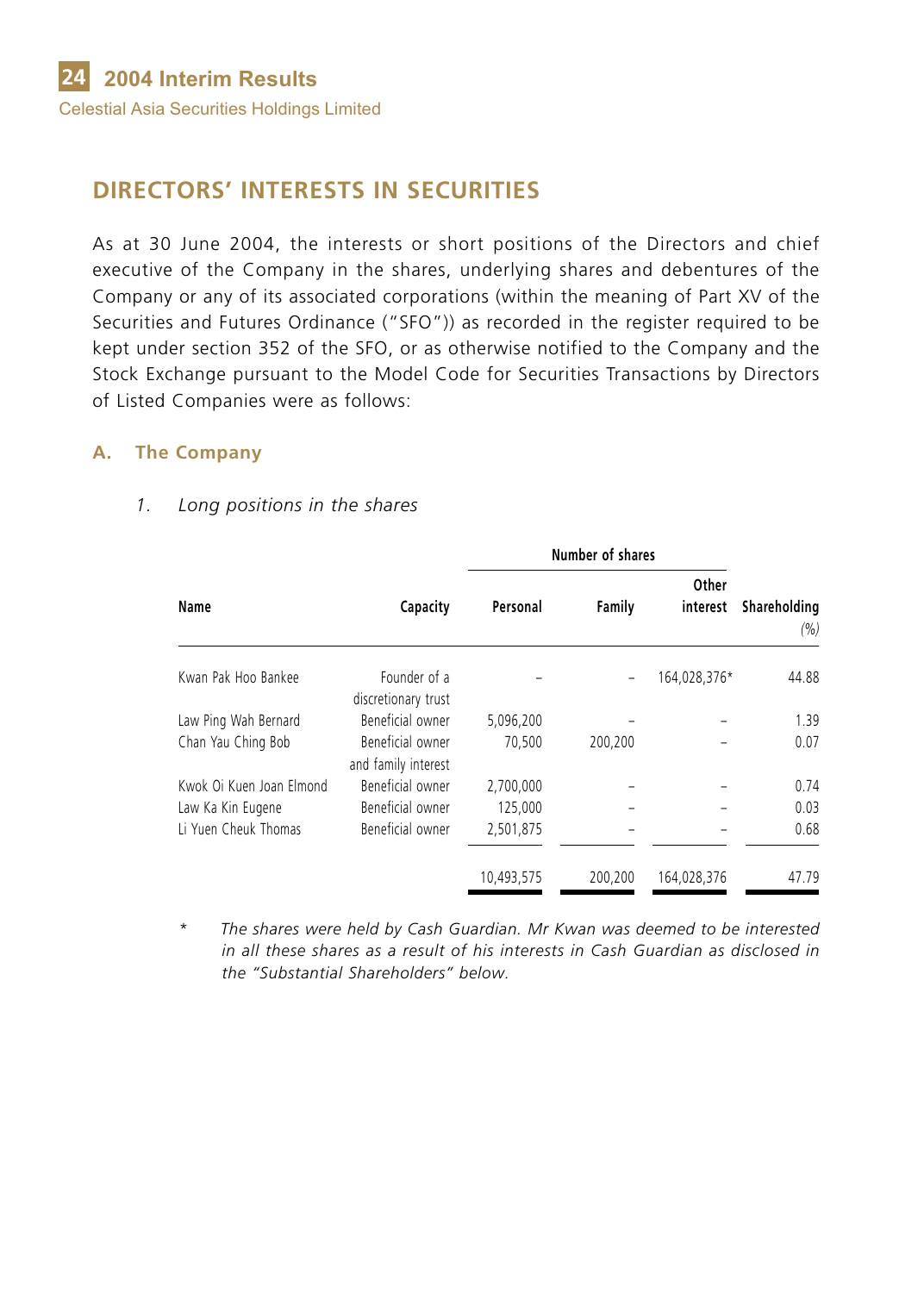## DIRECTORS' INTERESTS IN SECURITIES

As at 30 June 2004, the interests or short positions of the Directors and chief executive of the Company in the shares, underlying shares and debentures of the Company or any of its associated corporations (within the meaning of Part XV of the Securities and Futures Ordinance ("SFO")) as recorded in the register required to be kept under section 352 of the SFO, or as otherwise notified to the Company and the Stock Exchange pursuant to the Model Code for Securities Transactions by Directors of Listed Companies were as follows:

### A. The Company

*1. Long positions in the shares*

| | | Number of shares | | | |
|---|---|---|---|---|---|
| **Name** | **Capacity** | **Personal** | **Family** | **Other interest** | **Shareholding** *(%)* |
| Kwan Pak Hoo Bankee | Founder of a discretionary trust | – | – | 164,028,376* | 44.88 |
| Law Ping Wah Bernard | Beneficial owner | 5,096,200 | – | – | 1.39 |
| Chan Yau Ching Bob | Beneficial owner and family interest | 70,500 | 200,200 | – | 0.07 |
| Kwok Oi Kuen Joan Elmond | Beneficial owner | 2,700,000 | – | – | 0.74 |
| Law Ka Kin Eugene | Beneficial owner | 125,000 | – | – | 0.03 |
| Li Yuen Cheuk Thomas | Beneficial owner | 2,501,875 | – | – | 0.68 |
| | | 10,493,575 | 200,200 | 164,028,376 | 47.79 |

\* *The shares were held by Cash Guardian. Mr Kwan was deemed to be interested in all these shares as a result of his interests in Cash Guardian as disclosed in the "Substantial Shareholders" below.*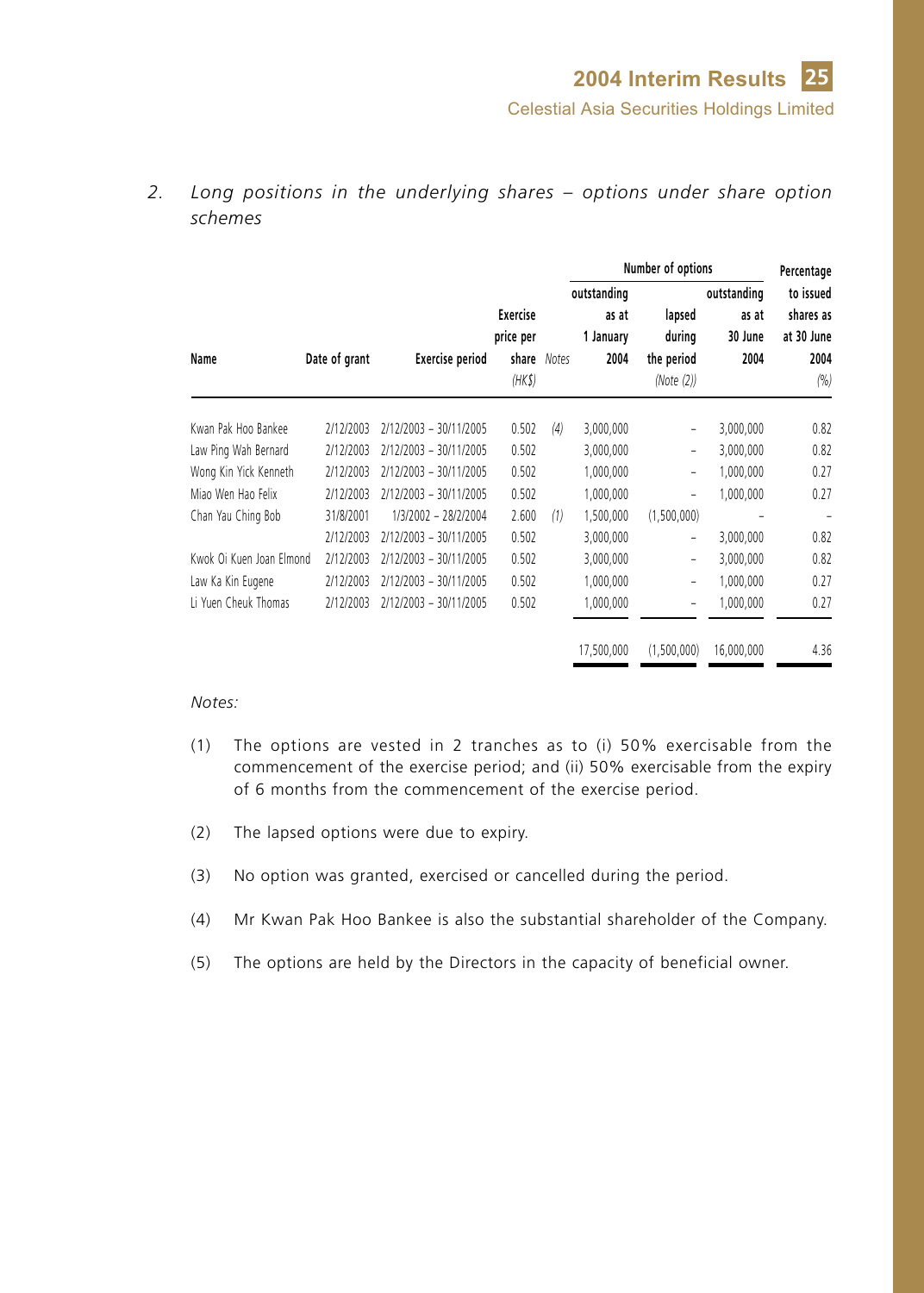*2. Long positions in the underlying shares – options under share option schemes*

| Name | Date of grant | Exercise period | Exercise price per share (HK$) | Notes | Number of options outstanding as at 1 January 2004 | lapsed during the period (Note (2)) | outstanding as at 30 June 2004 | Percentage to issued shares as at 30 June 2004 (%) |
|---|---|---|---|---|---|---|---|---|
| Kwan Pak Hoo Bankee | 2/12/2003 | 2/12/2003 – 30/11/2005 | 0.502 | (4) | 3,000,000 | – | 3,000,000 | 0.82 |
| Law Ping Wah Bernard | 2/12/2003 | 2/12/2003 – 30/11/2005 | 0.502 | | 3,000,000 | – | 3,000,000 | 0.82 |
| Wong Kin Yick Kenneth | 2/12/2003 | 2/12/2003 – 30/11/2005 | 0.502 | | 1,000,000 | – | 1,000,000 | 0.27 |
| Miao Wen Hao Felix | 2/12/2003 | 2/12/2003 – 30/11/2005 | 0.502 | | 1,000,000 | – | 1,000,000 | 0.27 |
| Chan Yau Ching Bob | 31/8/2001 | 1/3/2002 – 28/2/2004 | 2.600 | (1) | 1,500,000 | (1,500,000) | – | – |
| | 2/12/2003 | 2/12/2003 – 30/11/2005 | 0.502 | | 3,000,000 | – | 3,000,000 | 0.82 |
| Kwok Oi Kuen Joan Elmond | 2/12/2003 | 2/12/2003 – 30/11/2005 | 0.502 | | 3,000,000 | – | 3,000,000 | 0.82 |
| Law Ka Kin Eugene | 2/12/2003 | 2/12/2003 – 30/11/2005 | 0.502 | | 1,000,000 | – | 1,000,000 | 0.27 |
| Li Yuen Cheuk Thomas | 2/12/2003 | 2/12/2003 – 30/11/2005 | 0.502 | | 1,000,000 | – | 1,000,000 | 0.27 |
| | | | | | 17,500,000 | (1,500,000) | 16,000,000 | 4.36 |

*Notes:*

(1) The options are vested in 2 tranches as to (i) 50% exercisable from the commencement of the exercise period; and (ii) 50% exercisable from the expiry of 6 months from the commencement of the exercise period.

(2) The lapsed options were due to expiry.

(3) No option was granted, exercised or cancelled during the period.

(4) Mr Kwan Pak Hoo Bankee is also the substantial shareholder of the Company.

(5) The options are held by the Directors in the capacity of beneficial owner.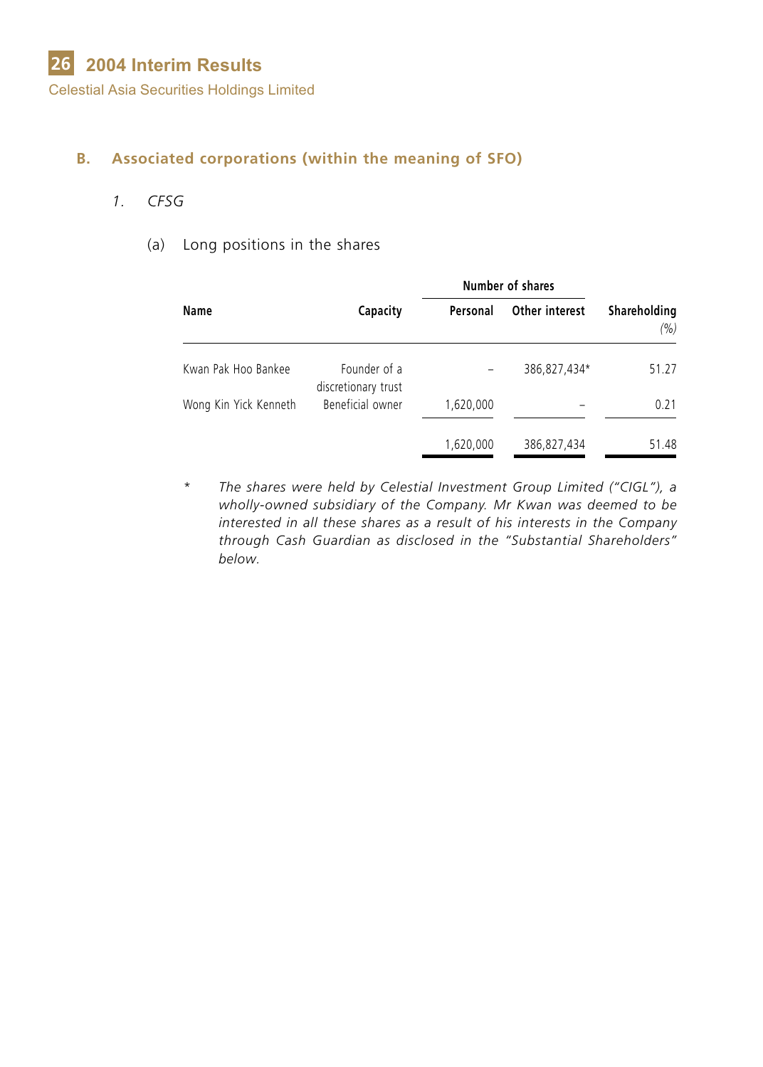### B. Associated corporations (within the meaning of SFO)

*1. CFSG*

(a) Long positions in the shares

| Name | Capacity | Number of shares | | Shareholding |
|---|---|---|---|---|
| | | Personal | Other interest | (%) |
| Kwan Pak Hoo Bankee | Founder of a discretionary trust | – | 386,827,434* | 51.27 |
| Wong Kin Yick Kenneth | Beneficial owner | 1,620,000 | – | 0.21 |
| | | 1,620,000 | 386,827,434 | 51.48 |

\* *The shares were held by Celestial Investment Group Limited ("CIGL"), a wholly-owned subsidiary of the Company. Mr Kwan was deemed to be interested in all these shares as a result of his interests in the Company through Cash Guardian as disclosed in the "Substantial Shareholders" below.*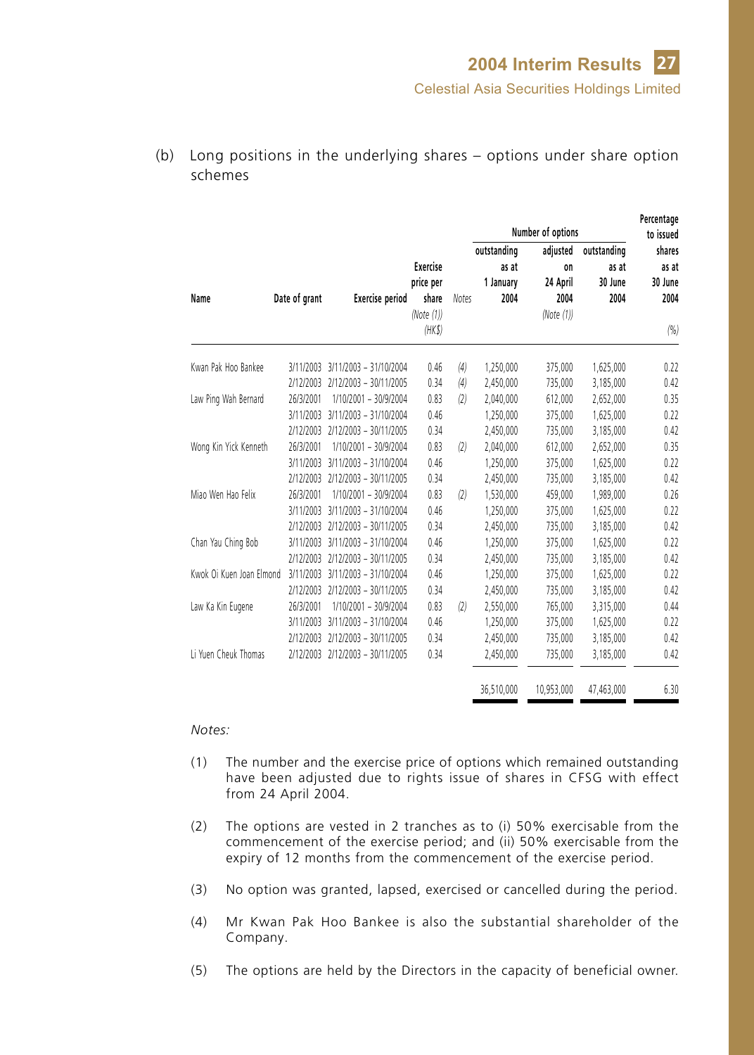(b) Long positions in the underlying shares – options under share option schemes

| Name | Date of grant | Exercise period | Exercise price per share (Note (1)) (HK$) | Notes | Number of options outstanding as at 1 January 2004 | adjusted on 24 April 2004 (Note (1)) | outstanding as at 30 June 2004 | Percentage to issued shares as at 30 June 2004 (%) |
|---|---|---|---|---|---|---|---|---|
| Kwan Pak Hoo Bankee | 3/11/2003 | 3/11/2003 – 31/10/2004 | 0.46 | (4) | 1,250,000 | 375,000 | 1,625,000 | 0.22 |
| | 2/12/2003 | 2/12/2003 – 30/11/2005 | 0.34 | (4) | 2,450,000 | 735,000 | 3,185,000 | 0.42 |
| Law Ping Wah Bernard | 26/3/2001 | 1/10/2001 – 30/9/2004 | 0.83 | (2) | 2,040,000 | 612,000 | 2,652,000 | 0.35 |
| | 3/11/2003 | 3/11/2003 – 31/10/2004 | 0.46 | | 1,250,000 | 375,000 | 1,625,000 | 0.22 |
| | 2/12/2003 | 2/12/2003 – 30/11/2005 | 0.34 | | 2,450,000 | 735,000 | 3,185,000 | 0.42 |
| Wong Kin Yick Kenneth | 26/3/2001 | 1/10/2001 – 30/9/2004 | 0.83 | (2) | 2,040,000 | 612,000 | 2,652,000 | 0.35 |
| | 3/11/2003 | 3/11/2003 – 31/10/2004 | 0.46 | | 1,250,000 | 375,000 | 1,625,000 | 0.22 |
| | 2/12/2003 | 2/12/2003 – 30/11/2005 | 0.34 | | 2,450,000 | 735,000 | 3,185,000 | 0.42 |
| Miao Wen Hao Felix | 26/3/2001 | 1/10/2001 – 30/9/2004 | 0.83 | (2) | 1,530,000 | 459,000 | 1,989,000 | 0.26 |
| | 3/11/2003 | 3/11/2003 – 31/10/2004 | 0.46 | | 1,250,000 | 375,000 | 1,625,000 | 0.22 |
| | 2/12/2003 | 2/12/2003 – 30/11/2005 | 0.34 | | 2,450,000 | 735,000 | 3,185,000 | 0.42 |
| Chan Yau Ching Bob | 3/11/2003 | 3/11/2003 – 31/10/2004 | 0.46 | | 1,250,000 | 375,000 | 1,625,000 | 0.22 |
| | 2/12/2003 | 2/12/2003 – 30/11/2005 | 0.34 | | 2,450,000 | 735,000 | 3,185,000 | 0.42 |
| Kwok Oi Kuen Joan Elmond | 3/11/2003 | 3/11/2003 – 31/10/2004 | 0.46 | | 1,250,000 | 375,000 | 1,625,000 | 0.22 |
| | 2/12/2003 | 2/12/2003 – 30/11/2005 | 0.34 | | 2,450,000 | 735,000 | 3,185,000 | 0.42 |
| Law Ka Kin Eugene | 26/3/2001 | 1/10/2001 – 30/9/2004 | 0.83 | (2) | 2,550,000 | 765,000 | 3,315,000 | 0.44 |
| | 3/11/2003 | 3/11/2003 – 31/10/2004 | 0.46 | | 1,250,000 | 375,000 | 1,625,000 | 0.22 |
| | 2/12/2003 | 2/12/2003 – 30/11/2005 | 0.34 | | 2,450,000 | 735,000 | 3,185,000 | 0.42 |
| Li Yuen Cheuk Thomas | 2/12/2003 | 2/12/2003 – 30/11/2005 | 0.34 | | 2,450,000 | 735,000 | 3,185,000 | 0.42 |
| | | | | | 36,510,000 | 10,953,000 | 47,463,000 | 6.30 |

*Notes:*

(1) The number and the exercise price of options which remained outstanding have been adjusted due to rights issue of shares in CFSG with effect from 24 April 2004.

(2) The options are vested in 2 tranches as to (i) 50% exercisable from the commencement of the exercise period; and (ii) 50% exercisable from the expiry of 12 months from the commencement of the exercise period.

(3) No option was granted, lapsed, exercised or cancelled during the period.

(4) Mr Kwan Pak Hoo Bankee is also the substantial shareholder of the Company.

(5) The options are held by the Directors in the capacity of beneficial owner.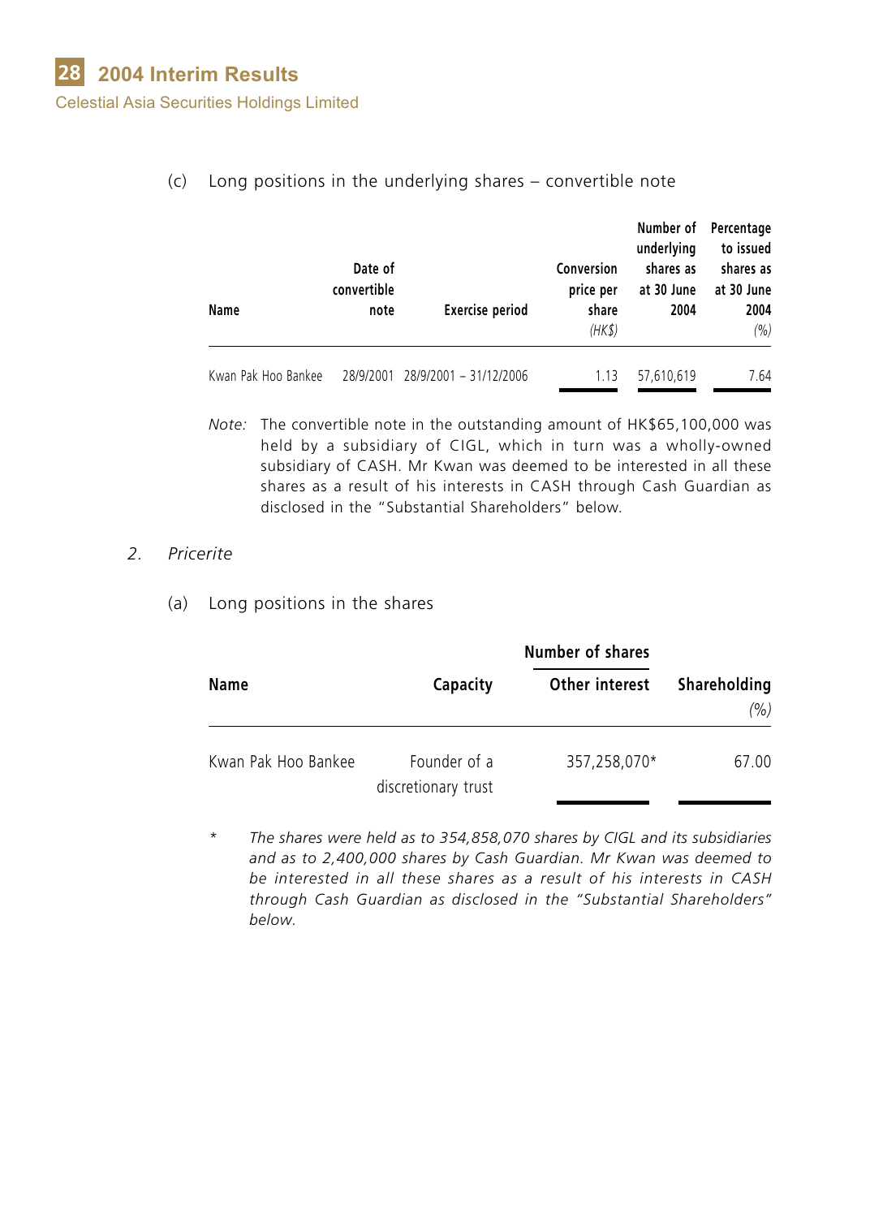(c) Long positions in the underlying shares – convertible note

| Name | Date of convertible note | Exercise period | Conversion price per share (HK$) | Number of underlying shares as at 30 June 2004 | Percentage to issued shares as at 30 June 2004 (%) |
|---|---|---|---|---|---|
| Kwan Pak Hoo Bankee | 28/9/2001 | 28/9/2001 – 31/12/2006 | 1.13 | 57,610,619 | 7.64 |

*Note:* The convertible note in the outstanding amount of HK$65,100,000 was held by a subsidiary of CIGL, which in turn was a wholly-owned subsidiary of CASH. Mr Kwan was deemed to be interested in all these shares as a result of his interests in CASH through Cash Guardian as disclosed in the "Substantial Shareholders" below.

2. *Pricerite*

(a) Long positions in the shares

| Name | Capacity | Number of shares | Shareholding |
|---|---|---|---|
| | | Other interest | (%) |
| Kwan Pak Hoo Bankee | Founder of a discretionary trust | 357,258,070* | 67.00 |

\* *The shares were held as to 354,858,070 shares by CIGL and its subsidiaries and as to 2,400,000 shares by Cash Guardian. Mr Kwan was deemed to be interested in all these shares as a result of his interests in CASH through Cash Guardian as disclosed in the "Substantial Shareholders" below.*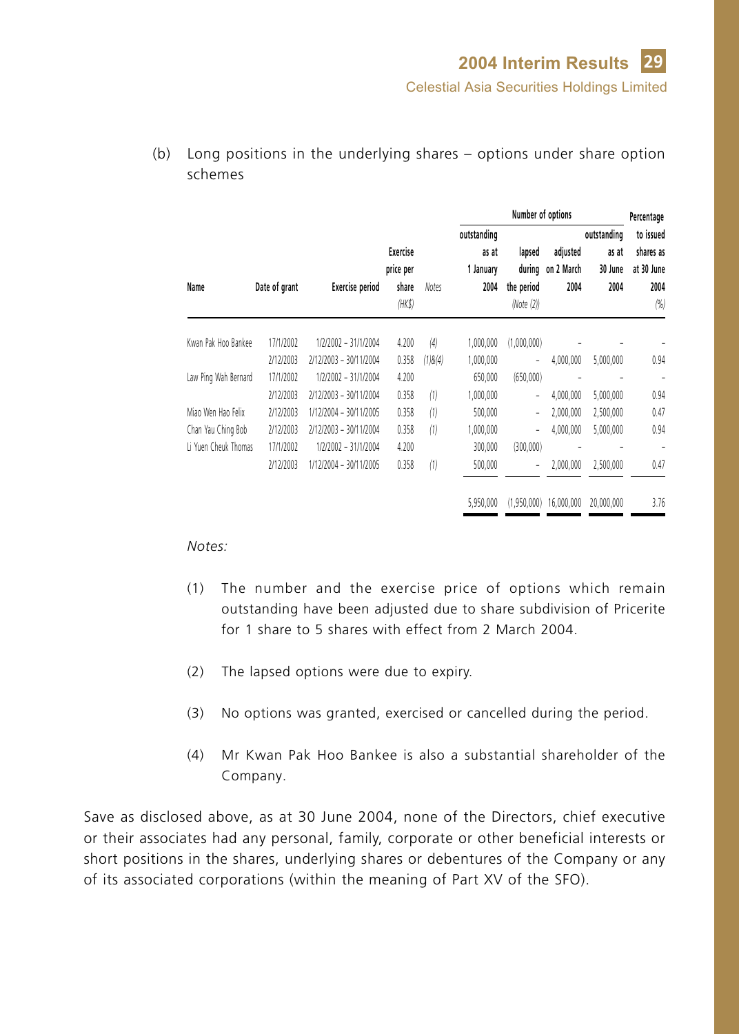(b) Long positions in the underlying shares – options under share option schemes

| Name | Date of grant | Exercise period | Exercise price per share (HK$) | Notes | Number of options outstanding as at 1 January 2004 | lapsed during the period (Note (2)) | adjusted on 2 March 2004 | outstanding as at 30 June 2004 | Percentage to issued shares as at 30 June 2004 (%) |
|---|---|---|---|---|---|---|---|---|---|
| Kwan Pak Hoo Bankee | 17/1/2002 | 1/2/2002 – 31/1/2004 | 4.200 | (4) | 1,000,000 | (1,000,000) | – | – | – |
| | 2/12/2003 | 2/12/2003 – 30/11/2004 | 0.358 | (1)&(4) | 1,000,000 | – | 4,000,000 | 5,000,000 | 0.94 |
| Law Ping Wah Bernard | 17/1/2002 | 1/2/2002 – 31/1/2004 | 4.200 | | 650,000 | (650,000) | – | – | – |
| | 2/12/2003 | 2/12/2003 – 30/11/2004 | 0.358 | (1) | 1,000,000 | – | 4,000,000 | 5,000,000 | 0.94 |
| Miao Wen Hao Felix | 2/12/2003 | 1/12/2004 – 30/11/2005 | 0.358 | (1) | 500,000 | – | 2,000,000 | 2,500,000 | 0.47 |
| Chan Yau Ching Bob | 2/12/2003 | 2/12/2003 – 30/11/2004 | 0.358 | (1) | 1,000,000 | – | 4,000,000 | 5,000,000 | 0.94 |
| Li Yuen Cheuk Thomas | 17/1/2002 | 1/2/2002 – 31/1/2004 | 4.200 | | 300,000 | (300,000) | – | – | – |
| | 2/12/2003 | 1/12/2004 – 30/11/2005 | 0.358 | (1) | 500,000 | – | 2,000,000 | 2,500,000 | 0.47 |
| | | | | | 5,950,000 | (1,950,000) | 16,000,000 | 20,000,000 | 3.76 |

*Notes:*

(1) The number and the exercise price of options which remain outstanding have been adjusted due to share subdivision of Pricerite for 1 share to 5 shares with effect from 2 March 2004.

(2) The lapsed options were due to expiry.

(3) No options was granted, exercised or cancelled during the period.

(4) Mr Kwan Pak Hoo Bankee is also a substantial shareholder of the Company.

Save as disclosed above, as at 30 June 2004, none of the Directors, chief executive or their associates had any personal, family, corporate or other beneficial interests or short positions in the shares, underlying shares or debentures of the Company or any of its associated corporations (within the meaning of Part XV of the SFO).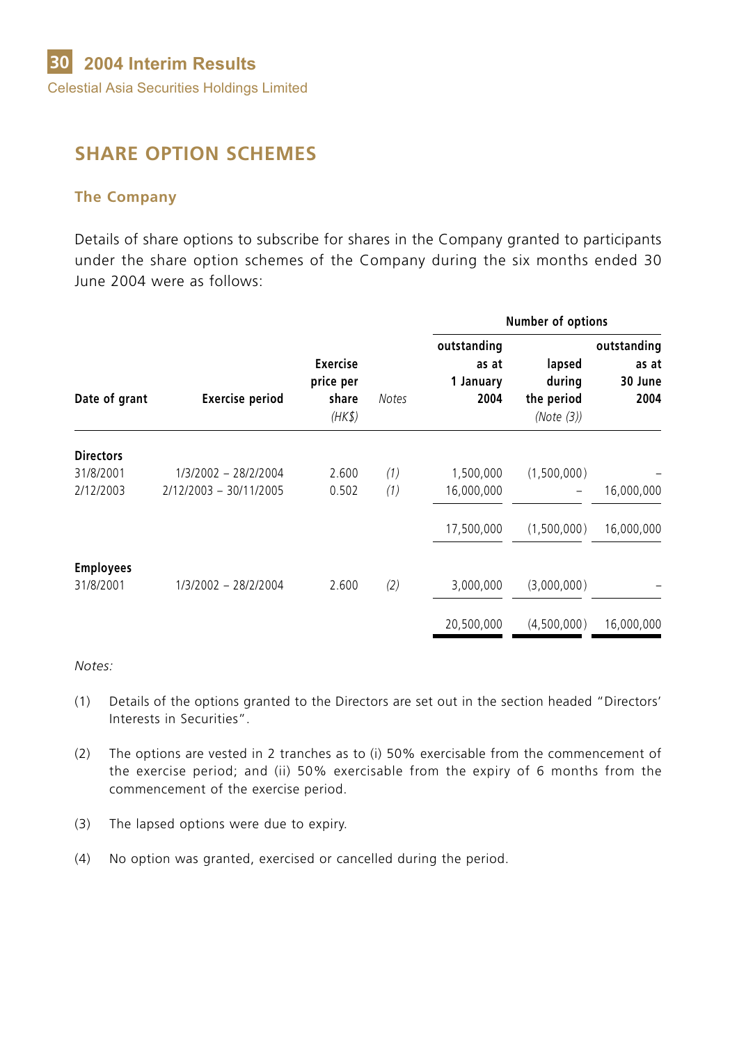## SHARE OPTION SCHEMES

### The Company

Details of share options to subscribe for shares in the Company granted to participants under the share option schemes of the Company during the six months ended 30 June 2004 were as follows:

| Date of grant | Exercise period | Exercise price per share *(HK$)* | *Notes* | Number of options: outstanding as at 1 January 2004 | lapsed during the period *(Note (3))* | outstanding as at 30 June 2004 |
|---|---|---|---|---|---|---|
| **Directors** | | | | | | |
| 31/8/2001 | 1/3/2002 – 28/2/2004 | 2.600 | *(1)* | 1,500,000 | (1,500,000) | – |
| 2/12/2003 | 2/12/2003 – 30/11/2005 | 0.502 | *(1)* | 16,000,000 | – | 16,000,000 |
| | | | | 17,500,000 | (1,500,000) | 16,000,000 |
| **Employees** | | | | | | |
| 31/8/2001 | 1/3/2002 – 28/2/2004 | 2.600 | *(2)* | 3,000,000 | (3,000,000) | – |
| | | | | 20,500,000 | (4,500,000) | 16,000,000 |

*Notes:*

(1) Details of the options granted to the Directors are set out in the section headed "Directors' Interests in Securities".

(2) The options are vested in 2 tranches as to (i) 50% exercisable from the commencement of the exercise period; and (ii) 50% exercisable from the expiry of 6 months from the commencement of the exercise period.

(3) The lapsed options were due to expiry.

(4) No option was granted, exercised or cancelled during the period.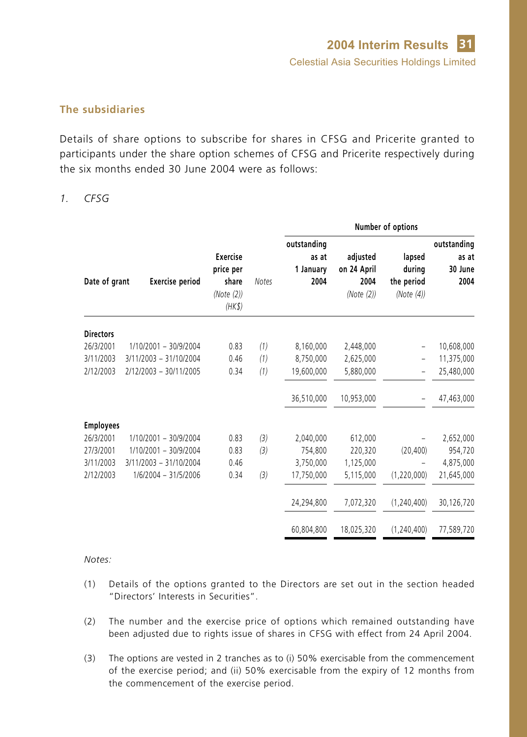### The subsidiaries

Details of share options to subscribe for shares in CFSG and Pricerite granted to participants under the share option schemes of CFSG and Pricerite respectively during the six months ended 30 June 2004 were as follows:

*1. CFSG*

| Date of grant | Exercise period | Exercise price per share *(Note (2))* *(HK$)* | *Notes* | Number of options: outstanding as at 1 January 2004 | adjusted on 24 April 2004 *(Note (2))* | lapsed during the period *(Note (4))* | outstanding as at 30 June 2004 |
|---|---|---|---|---|---|---|---|
| **Directors** | | | | | | | |
| 26/3/2001 | 1/10/2001 – 30/9/2004 | 0.83 | *(1)* | 8,160,000 | 2,448,000 | – | 10,608,000 |
| 3/11/2003 | 3/11/2003 – 31/10/2004 | 0.46 | *(1)* | 8,750,000 | 2,625,000 | – | 11,375,000 |
| 2/12/2003 | 2/12/2003 – 30/11/2005 | 0.34 | *(1)* | 19,600,000 | 5,880,000 | – | 25,480,000 |
| | | | | 36,510,000 | 10,953,000 | – | 47,463,000 |
| **Employees** | | | | | | | |
| 26/3/2001 | 1/10/2001 – 30/9/2004 | 0.83 | *(3)* | 2,040,000 | 612,000 | – | 2,652,000 |
| 27/3/2001 | 1/10/2001 – 30/9/2004 | 0.83 | *(3)* | 754,800 | 220,320 | (20,400) | 954,720 |
| 3/11/2003 | 3/11/2003 – 31/10/2004 | 0.46 | | 3,750,000 | 1,125,000 | – | 4,875,000 |
| 2/12/2003 | 1/6/2004 – 31/5/2006 | 0.34 | *(3)* | 17,750,000 | 5,115,000 | (1,220,000) | 21,645,000 |
| | | | | 24,294,800 | 7,072,320 | (1,240,400) | 30,126,720 |
| | | | | 60,804,800 | 18,025,320 | (1,240,400) | 77,589,720 |

*Notes:*

(1) Details of the options granted to the Directors are set out in the section headed "Directors' Interests in Securities".

(2) The number and the exercise price of options which remained outstanding have been adjusted due to rights issue of shares in CFSG with effect from 24 April 2004.

(3) The options are vested in 2 tranches as to (i) 50% exercisable from the commencement of the exercise period; and (ii) 50% exercisable from the expiry of 12 months from the commencement of the exercise period.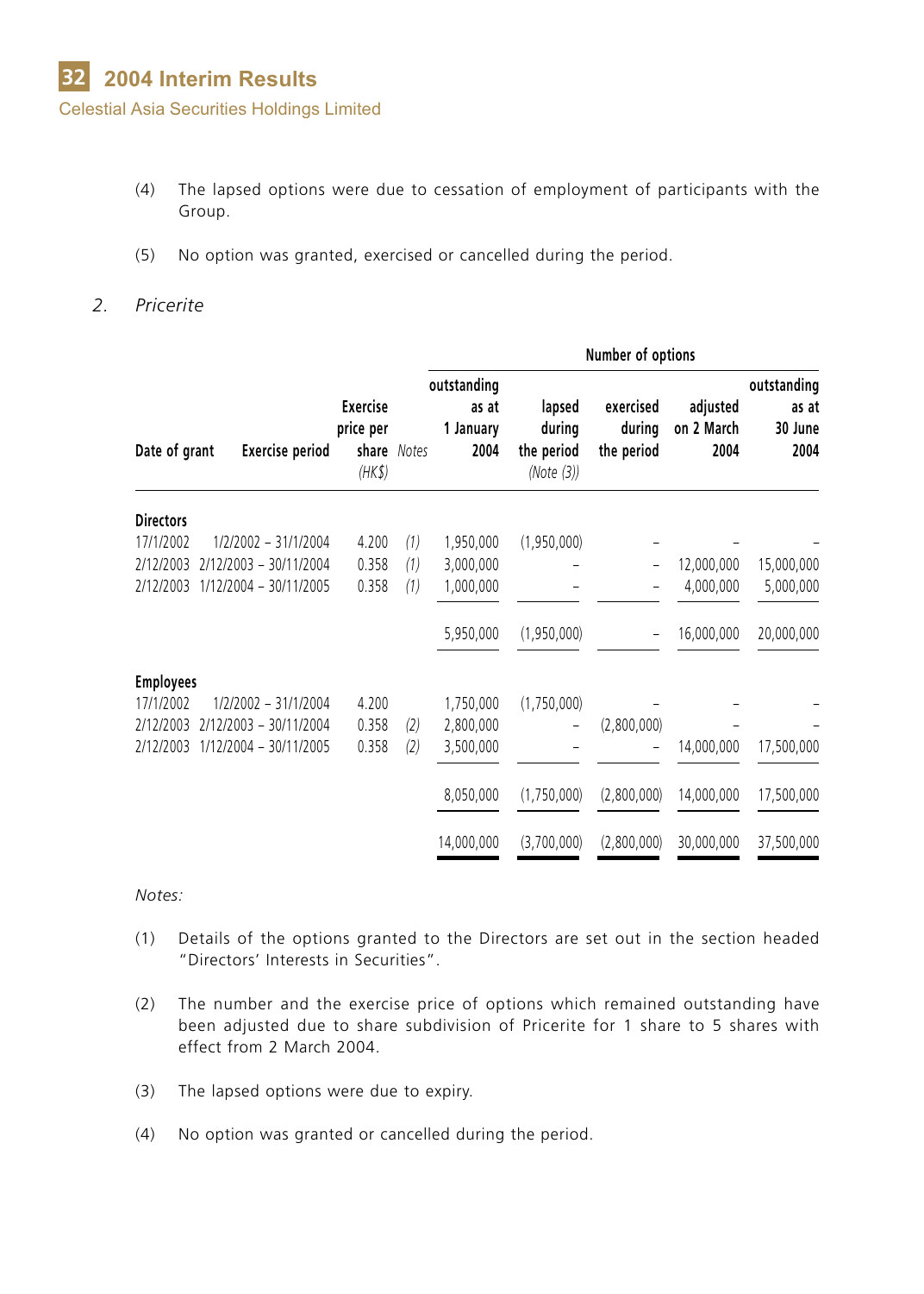(4) The lapsed options were due to cessation of employment of participants with the Group.

(5) No option was granted, exercised or cancelled during the period.

*2. Pricerite*

| Date of grant | Exercise period | Exercise price per share *(HK$)* | *Notes* | Number of options | | | | |
|---|---|---|---|---|---|---|---|---|
| | | | | outstanding as at 1 January 2004 | lapsed during the period *(Note (3))* | exercised during the period | adjusted on 2 March 2004 | outstanding as at 30 June 2004 |
| **Directors** | | | | | | | | |
| 17/1/2002 | 1/2/2002 – 31/1/2004 | 4.200 | *(1)* | 1,950,000 | (1,950,000) | – | – | – |
| 2/12/2003 | 2/12/2003 – 30/11/2004 | 0.358 | *(1)* | 3,000,000 | – | – | 12,000,000 | 15,000,000 |
| 2/12/2003 | 1/12/2004 – 30/11/2005 | 0.358 | *(1)* | 1,000,000 | – | – | 4,000,000 | 5,000,000 |
| | | | | 5,950,000 | (1,950,000) | – | 16,000,000 | 20,000,000 |
| **Employees** | | | | | | | | |
| 17/1/2002 | 1/2/2002 – 31/1/2004 | 4.200 | | 1,750,000 | (1,750,000) | – | – | – |
| 2/12/2003 | 2/12/2003 – 30/11/2004 | 0.358 | *(2)* | 2,800,000 | – | (2,800,000) | – | – |
| 2/12/2003 | 1/12/2004 – 30/11/2005 | 0.358 | *(2)* | 3,500,000 | – | – | 14,000,000 | 17,500,000 |
| | | | | 8,050,000 | (1,750,000) | (2,800,000) | 14,000,000 | 17,500,000 |
| | | | | 14,000,000 | (3,700,000) | (2,800,000) | 30,000,000 | 37,500,000 |

*Notes:*

(1) Details of the options granted to the Directors are set out in the section headed "Directors' Interests in Securities".

(2) The number and the exercise price of options which remained outstanding have been adjusted due to share subdivision of Pricerite for 1 share to 5 shares with effect from 2 March 2004.

(3) The lapsed options were due to expiry.

(4) No option was granted or cancelled during the period.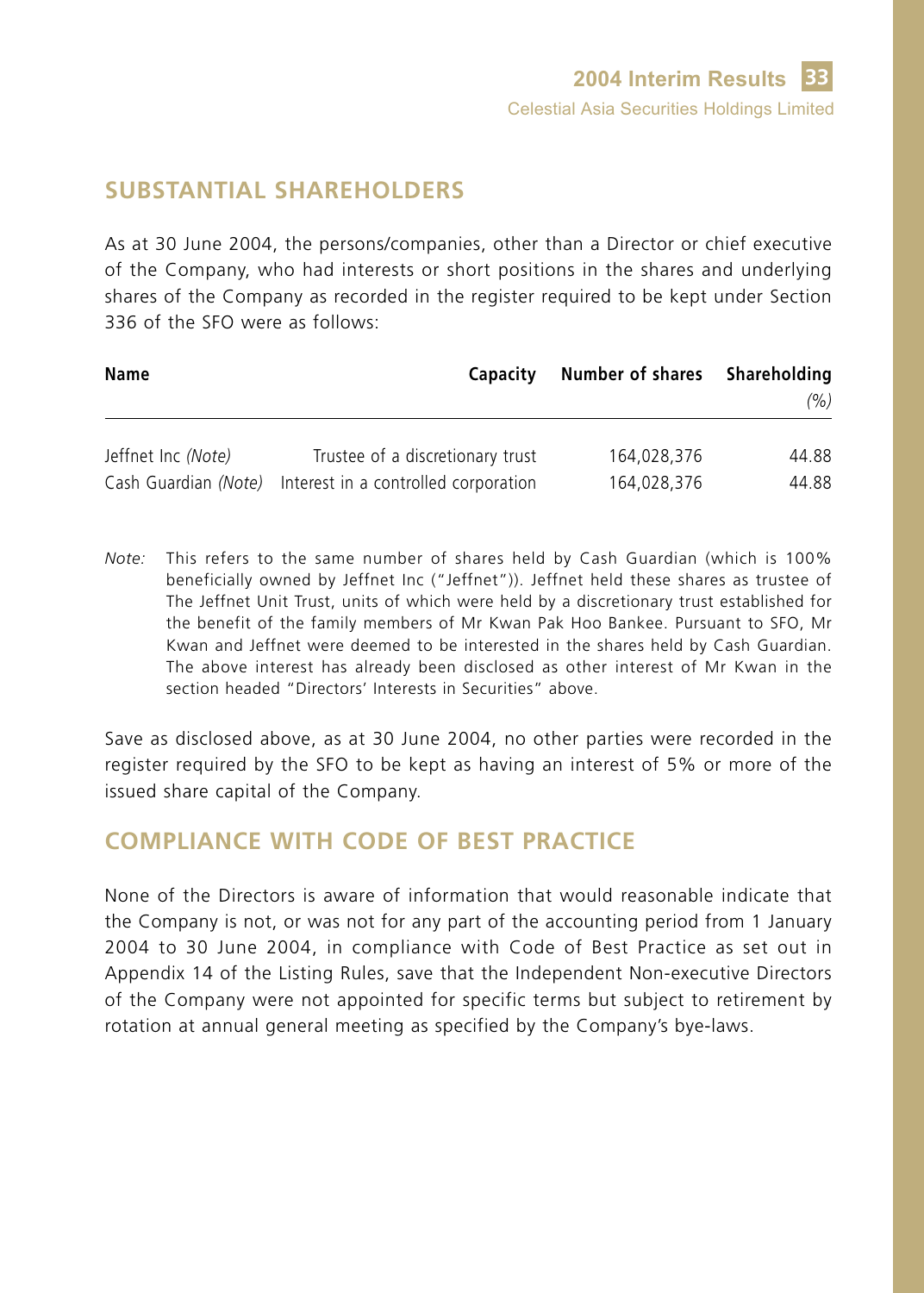## SUBSTANTIAL SHAREHOLDERS

As at 30 June 2004, the persons/companies, other than a Director or chief executive of the Company, who had interests or short positions in the shares and underlying shares of the Company as recorded in the register required to be kept under Section 336 of the SFO were as follows:

| Name | Capacity | Number of shares | Shareholding *(%)* |
|---|---|---|---|
| Jeffnet Inc *(Note)* | Trustee of a discretionary trust | 164,028,376 | 44.88 |
| Cash Guardian *(Note)* | Interest in a controlled corporation | 164,028,376 | 44.88 |

*Note:* This refers to the same number of shares held by Cash Guardian (which is 100% beneficially owned by Jeffnet Inc ("Jeffnet")). Jeffnet held these shares as trustee of The Jeffnet Unit Trust, units of which were held by a discretionary trust established for the benefit of the family members of Mr Kwan Pak Hoo Bankee. Pursuant to SFO, Mr Kwan and Jeffnet were deemed to be interested in the shares held by Cash Guardian. The above interest has already been disclosed as other interest of Mr Kwan in the section headed "Directors' Interests in Securities" above.

Save as disclosed above, as at 30 June 2004, no other parties were recorded in the register required by the SFO to be kept as having an interest of 5% or more of the issued share capital of the Company.

## COMPLIANCE WITH CODE OF BEST PRACTICE

None of the Directors is aware of information that would reasonable indicate that the Company is not, or was not for any part of the accounting period from 1 January 2004 to 30 June 2004, in compliance with Code of Best Practice as set out in Appendix 14 of the Listing Rules, save that the Independent Non-executive Directors of the Company were not appointed for specific terms but subject to retirement by rotation at annual general meeting as specified by the Company's bye-laws.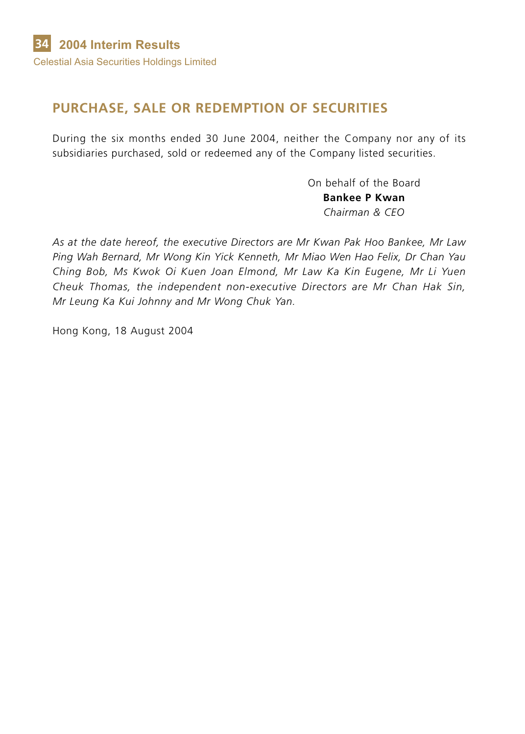## PURCHASE, SALE OR REDEMPTION OF SECURITIES

During the six months ended 30 June 2004, neither the Company nor any of its subsidiaries purchased, sold or redeemed any of the Company listed securities.

On behalf of the Board
**Bankee P Kwan**
*Chairman & CEO*

*As at the date hereof, the executive Directors are Mr Kwan Pak Hoo Bankee, Mr Law Ping Wah Bernard, Mr Wong Kin Yick Kenneth, Mr Miao Wen Hao Felix, Dr Chan Yau Ching Bob, Ms Kwok Oi Kuen Joan Elmond, Mr Law Ka Kin Eugene, Mr Li Yuen Cheuk Thomas, the independent non-executive Directors are Mr Chan Hak Sin, Mr Leung Ka Kui Johnny and Mr Wong Chuk Yan.*

Hong Kong, 18 August 2004